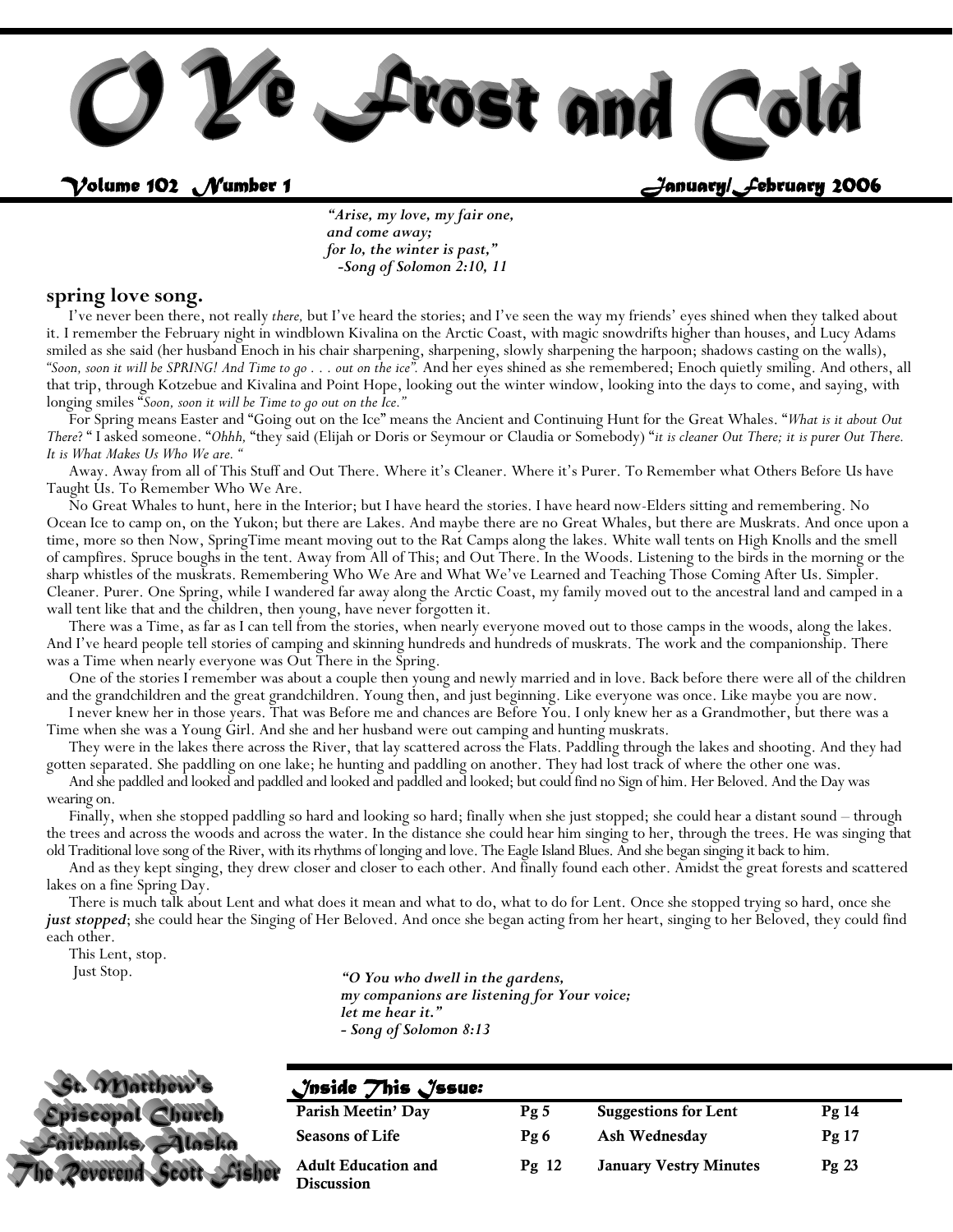# O Ye Frost and Cold

***Volume 102 Number 1*** ***January/February 2006***

> ***"Arise, my love, my fair one,***
> ***and come away;***
> ***for lo, the winter is past,"***
> ***-Song of Solomon 2:10, 11***

## spring love song.

I've never been there, not really *there,* but I've heard the stories; and I've seen the way my friends' eyes shined when they talked about it. I remember the February night in windblown Kivalina on the Arctic Coast, with magic snowdrifts higher than houses, and Lucy Adams smiled as she said (her husband Enoch in his chair sharpening, sharpening, slowly sharpening the harpoon; shadows casting on the walls), *"Soon, soon it will be SPRING! And Time to go . . . out on the ice".* And her eyes shined as she remembered; Enoch quietly smiling. And others, all that trip, through Kotzebue and Kivalina and Point Hope, looking out the winter window, looking into the days to come, and saying, with longing smiles "*Soon, soon it will be Time to go out on the Ice."*

For Spring means Easter and "Going out on the Ice" means the Ancient and Continuing Hunt for the Great Whales. "*What is it about Out There?* " I asked someone. "*Ohhh,* "they said (Elijah or Doris or Seymour or Claudia or Somebody) "*it is cleaner Out There; it is purer Out There. It is What Makes Us Who We are. "*

Away. Away from all of This Stuff and Out There. Where it's Cleaner. Where it's Purer. To Remember what Others Before Us have Taught Us. To Remember Who We Are.

No Great Whales to hunt, here in the Interior; but I have heard the stories. I have heard now-Elders sitting and remembering. No Ocean Ice to camp on, on the Yukon; but there are Lakes. And maybe there are no Great Whales, but there are Muskrats. And once upon a time, more so then Now, SpringTime meant moving out to the Rat Camps along the lakes. White wall tents on High Knolls and the smell of campfires. Spruce boughs in the tent. Away from All of This; and Out There. In the Woods. Listening to the birds in the morning or the sharp whistles of the muskrats. Remembering Who We Are and What We've Learned and Teaching Those Coming After Us. Simpler. Cleaner. Purer. One Spring, while I wandered far away along the Arctic Coast, my family moved out to the ancestral land and camped in a wall tent like that and the children, then young, have never forgotten it.

There was a Time, as far as I can tell from the stories, when nearly everyone moved out to those camps in the woods, along the lakes. And I've heard people tell stories of camping and skinning hundreds and hundreds of muskrats. The work and the companionship. There was a Time when nearly everyone was Out There in the Spring.

One of the stories I remember was about a couple then young and newly married and in love. Back before there were all of the children and the grandchildren and the great grandchildren. Young then, and just beginning. Like everyone was once. Like maybe you are now.

I never knew her in those years. That was Before me and chances are Before You. I only knew her as a Grandmother, but there was a Time when she was a Young Girl. And she and her husband were out camping and hunting muskrats.

They were in the lakes there across the River, that lay scattered across the Flats. Paddling through the lakes and shooting. And they had gotten separated. She paddling on one lake; he hunting and paddling on another. They had lost track of where the other one was.

And she paddled and looked and paddled and looked and paddled and looked; but could find no Sign of him. Her Beloved. And the Day was wearing on.

Finally, when she stopped paddling so hard and looking so hard; finally when she just stopped; she could hear a distant sound – through the trees and across the woods and across the water. In the distance she could hear him singing to her, through the trees. He was singing that old Traditional love song of the River, with its rhythms of longing and love. The Eagle Island Blues. And she began singing it back to him.

And as they kept singing, they drew closer and closer to each other. And finally found each other. Amidst the great forests and scattered lakes on a fine Spring Day.

There is much talk about Lent and what does it mean and what to do, what to do for Lent. Once she stopped trying so hard, once she ***just stopped***; she could hear the Singing of Her Beloved. And once she began acting from her heart, singing to her Beloved, they could find each other.

This Lent, stop.

Just Stop.

> ***"O You who dwell in the gardens,***
> ***my companions are listening for Your voice;***
> ***let me hear it."***
> ***- Song of Solomon 8:13***

**St. Matthew's Episcopal Church**
**Fairbanks, Alaska**
**The Reverend Scott Fisher**

### Inside This Issue:

| | | | |
|---|---|---|---|
| **Parish Meetin' Day** | **Pg 5** | **Suggestions for Lent** | **Pg 14** |
| **Seasons of Life** | **Pg 6** | **Ash Wednesday** | **Pg 17** |
| **Adult Education and Discussion** | **Pg 12** | **January Vestry Minutes** | **Pg 23** |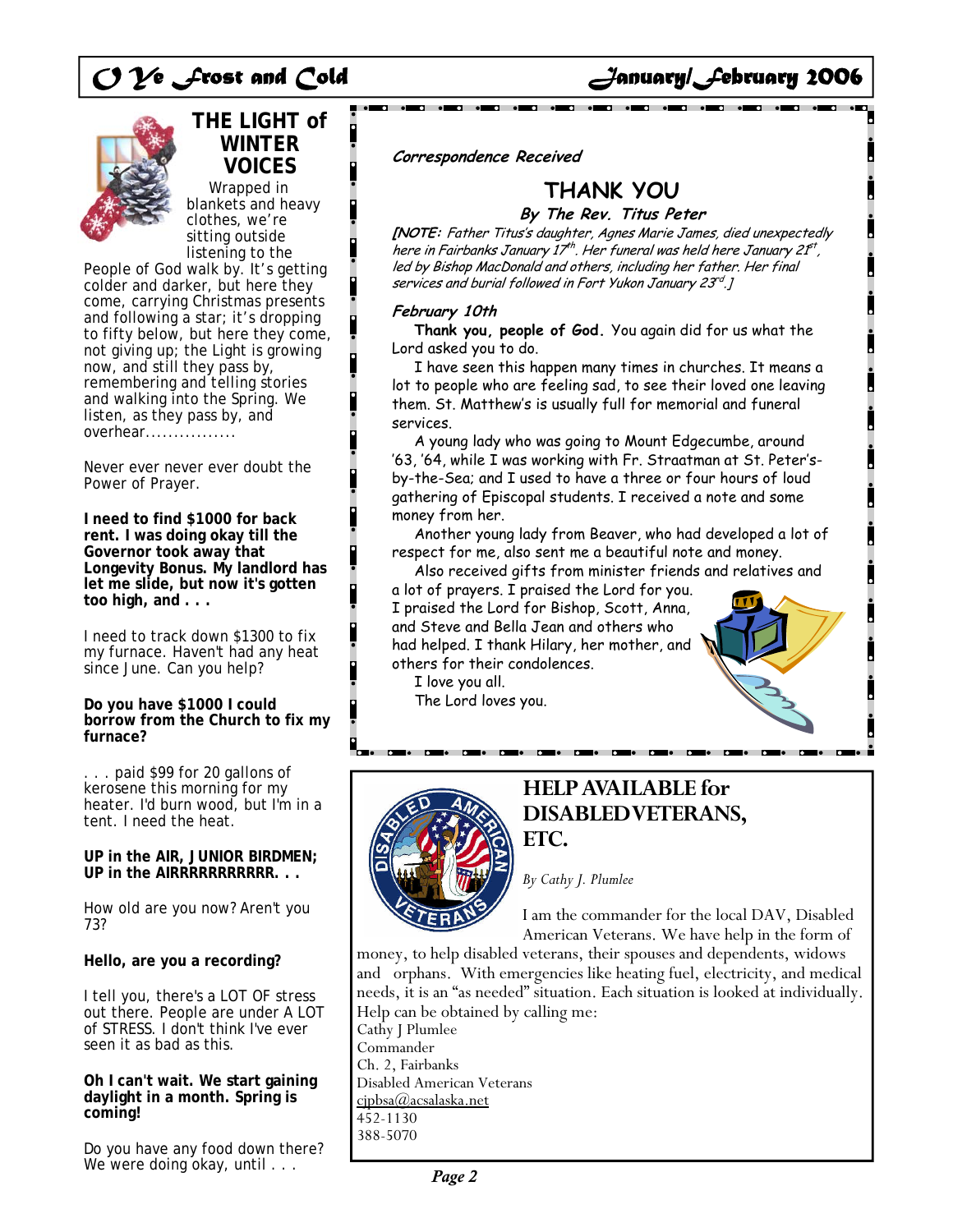## THE LIGHT of WINTER VOICES

Wrapped in blankets and heavy clothes, we're sitting outside listening to the People of God walk by. It's getting colder and darker, but here they come, carrying Christmas presents and following a star; it's dropping to fifty below, but here they come, not giving up; the Light is growing now, and still they pass by, remembering and telling stories and walking into the Spring. We listen, as they pass by, and overhear................

Never ever never ever doubt the Power of Prayer.

**I need to find $1000 for back rent. I was doing okay till the Governor took away that Longevity Bonus. My landlord has let me slide, but now it's gotten too high, and . . .**

I need to track down $1300 to fix my furnace. Haven't had any heat since June. Can you help?

**Do you have $1000 I could borrow from the Church to fix my furnace?**

. . . paid $99 for 20 gallons of kerosene this morning for my heater. I'd burn wood, but I'm in a tent. I need the heat.

**UP in the AIR, JUNIOR BIRDMEN; UP in the AIRRRRRRRRRRR. . .**

How old are you now? Aren't you 73?

**Hello, are you a recording?**

I tell you, there's a LOT OF stress out there. People are under A LOT of STRESS. I don't think I've ever seen it as bad as this.

**Oh I can't wait. We start gaining daylight in a month. Spring is coming!**

Do you have any food down there? We were doing okay, until . . .

*Correspondence Received*

## THANK YOU

### *By The Rev. Titus Peter*

*[NOTE: Father Titus's daughter, Agnes Marie James, died unexpectedly here in Fairbanks January 17th. Her funeral was held here January 21st, led by Bishop MacDonald and others, including her father. Her final services and burial followed in Fort Yukon January 23rd.]*

*February 10th*

**Thank you, people of God.** You again did for us what the Lord asked you to do.

I have seen this happen many times in churches. It means a lot to people who are feeling sad, to see their loved one leaving them. St. Matthew's is usually full for memorial and funeral services.

A young lady who was going to Mount Edgecumbe, around '63, '64, while I was working with Fr. Straatman at St. Peter's-by-the-Sea; and I used to have a three or four hours of loud gathering of Episcopal students. I received a note and some money from her.

Another young lady from Beaver, who had developed a lot of respect for me, also sent me a beautiful note and money.

Also received gifts from minister friends and relatives and a lot of prayers. I praised the Lord for you. I praised the Lord for Bishop, Scott, Anna, and Steve and Bella Jean and others who had helped. I thank Hilary, her mother, and others for their condolences.

I love you all.

The Lord loves you.

## HELP AVAILABLE for DISABLED VETERANS, ETC.

*By Cathy J. Plumlee*

I am the commander for the local DAV, Disabled American Veterans. We have help in the form of money, to help disabled veterans, their spouses and dependents, widows and orphans. With emergencies like heating fuel, electricity, and medical needs, it is an "as needed" situation. Each situation is looked at individually. Help can be obtained by calling me:

Cathy J Plumlee
Commander
Ch. 2, Fairbanks
Disabled American Veterans
cjpbsa@acsalaska.net
452-1130
388-5070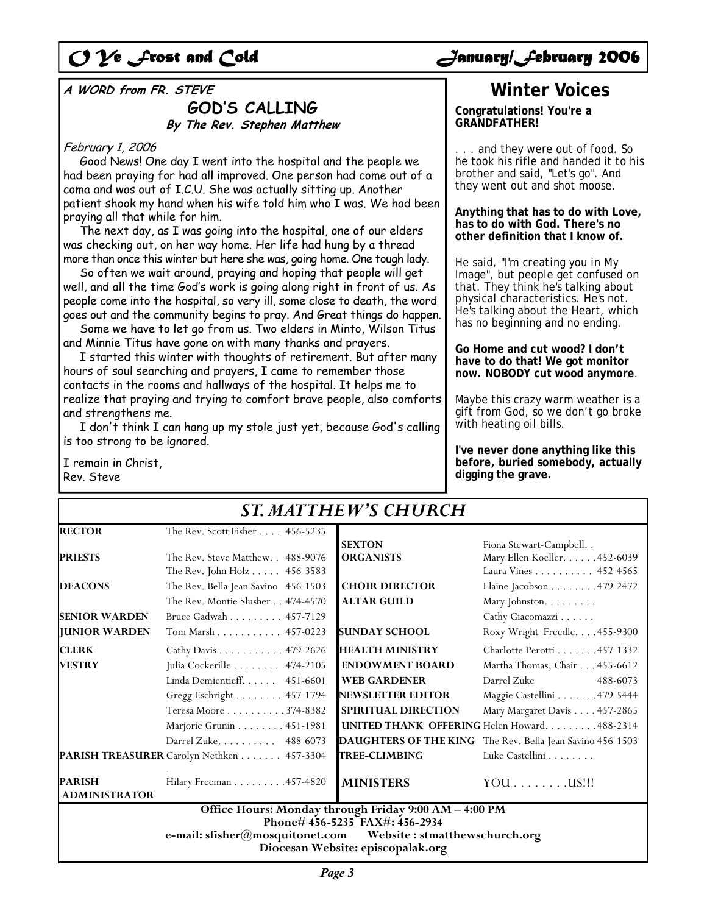## A WORD from FR. STEVE

### GOD'S CALLING

**By The Rev. Stephen Matthew**

*February 1, 2006*

Good News! One day I went into the hospital and the people we had been praying for had all improved. One person had come out of a coma and was out of I.C.U. She was actually sitting up. Another patient shook my hand when his wife told him who I was. We had been praying all that while for him.

The next day, as I was going into the hospital, one of our elders was checking out, on her way home. Her life had hung by a thread more than once this winter but here she was, going home. One tough lady.

So often we wait around, praying and hoping that people will get well, and all the time God's work is going along right in front of us. As people come into the hospital, so very ill, some close to death, the word goes out and the community begins to pray. And Great things do happen.

Some we have to let go from us. Two elders in Minto, Wilson Titus and Minnie Titus have gone on with many thanks and prayers.

I started this winter with thoughts of retirement. But after many hours of soul searching and prayers, I came to remember those contacts in the rooms and hallways of the hospital. It helps me to realize that praying and trying to comfort brave people, also comforts and strengthens me.

I don't think I can hang up my stole just yet, because God's calling is too strong to be ignored.

I remain in Christ,
Rev. Steve

## Winter Voices

**Congratulations! You're a GRANDFATHER!**

. . . and they were out of food. So he took his rifle and handed it to his brother and said, "Let's go". And they went out and shot moose.

**Anything that has to do with Love, has to do with God. There's no other definition that I know of.**

He said, "I'm creating you in My Image", but people get confused on that. They think he's talking about physical characteristics. He's not. He's talking about the Heart, which has no beginning and no ending.

**Go Home and cut wood? I don't have to do that! We got monitor now. NOBODY cut wood anymore**.

Maybe this crazy warm weather is a gift from God, so we don't go broke with heating oil bills.

**I've never done anything like this before, buried somebody, actually digging the grave.**

## ST. MATTHEW'S CHURCH

| | | | |
|---|---|---|---|
| **RECTOR** | The Rev. Scott Fisher . . . . 456-5235 | **SEXTON** | Fiona Stewart-Campbell. . |
| **PRIESTS** | The Rev. Steve Matthew. . 488-9076 | **ORGANISTS** | Mary Ellen Koeller. . . . . .452-6039 |
| | The Rev. John Holz . . . . . 456-3583 | | Laura Vines . . . . . . . . . . 452-4565 |
| **DEACONS** | The Rev. Bella Jean Savino 456-1503 | **CHOIR DIRECTOR** | Elaine Jacobson . . . . . . . .479-2472 |
| | The Rev. Montie Slusher . . 474-4570 | **ALTAR GUILD** | Mary Johnston. . . . . . . . . |
| **SENIOR WARDEN** | Bruce Gadwah . . . . . . . . . 457-7129 | | Cathy Giacomazzi . . . . . . |
| **JUNIOR WARDEN** | Tom Marsh . . . . . . . . . . . 457-0223 | **SUNDAY SCHOOL** | Roxy Wright Freedle. . . .455-9300 |
| **CLERK** | Cathy Davis . . . . . . . . . . . 479-2626 | **HEALTH MINISTRY** | Charlotte Perotti . . . . . . .457-1332 |
| **VESTRY** | Julia Cockerille . . . . . . . . 474-2105 | **ENDOWMENT BOARD** | Martha Thomas, Chair . . . 455-6612 |
| | Linda Demientieff. . . . . . 451-6601 | **WEB GARDENER** | Darrel Zuke 488-6073 |
| | Gregg Eschright . . . . . . . . 457-1794 | **NEWSLETTER EDITOR** | Maggie Castellini . . . . . . .479-5444 |
| | Teresa Moore . . . . . . . . . . 374-8382 | **SPIRITUAL DIRECTION** | Mary Margaret Davis . . . . 457-2865 |
| | Marjorie Grunin . . . . . . . . 451-1981 | **UNITED THANK OFFERING** | Helen Howard. . . . . . . . .488-2314 |
| | Darrel Zuke. . . . . . . . . . 488-6073 | **DAUGHTERS OF THE KING** | The Rev. Bella Jean Savino 456-1503 |
| **PARISH TREASURER** | Carolyn Nethken . . . . . . . 457-3304 | **TREE-CLIMBING** | Luke Castellini . . . . . . . . |
| **PARISH ADMINISTRATOR** | Hilary Freeman . . . . . . . . .457-4820 | **MINISTERS** | YOU . . . . . . . .US!!! |

**Office Hours: Monday through Friday 9:00 AM – 4:00 PM**
**Phone# 456-5235 FAX#: 456-2934**
**e-mail: sfisher@mosquitonet.com Website : stmatthewschurch.org**
**Diocesan Website: episcopalak.org**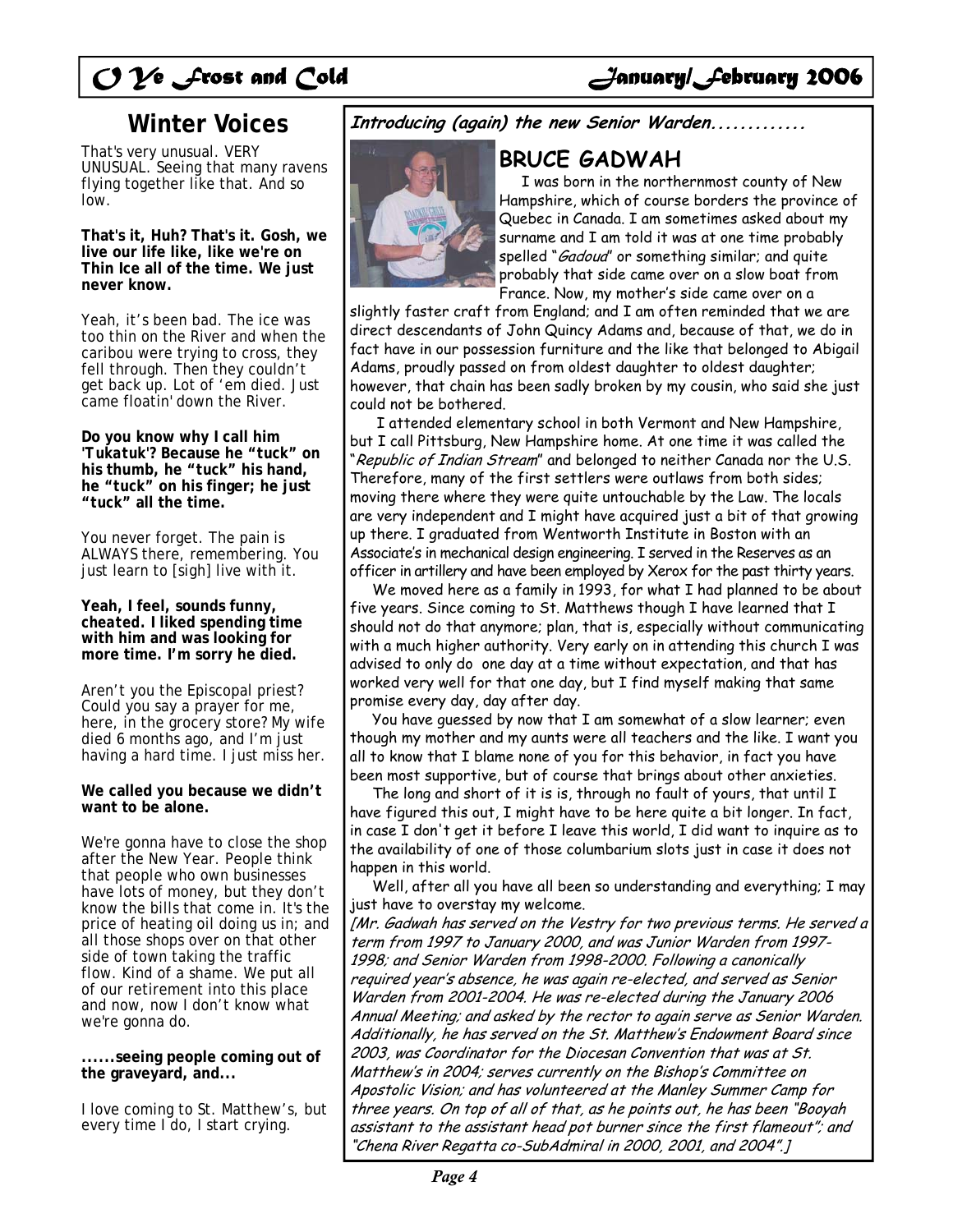## Winter Voices

That's very unusual. VERY UNUSUAL. Seeing that many ravens flying together like that. And so low.

**That's it, Huh? That's it. Gosh, we live our life like, like we're on Thin Ice all of the time. We just never know.**

Yeah, it's been bad. The ice was too thin on the River and when the caribou were trying to cross, they fell through. Then they couldn't get back up. Lot of 'em died. Just came floatin' down the River.

**Do you know why I call him '*Tukatuk*'? Because he "tuck" on his thumb, he "tuck" his hand, he "tuck" on his finger; he just "tuck" all the time.**

You never forget. The pain is ALWAYS there, remembering. You just learn to [sigh] live with it.

**Yeah, I feel, sounds funny, *cheated*. I liked spending time with him and was looking for more time. I'm sorry he died.**

Aren't you the Episcopal priest? Could you say a prayer for me, here, in the grocery store? My wife died 6 months ago, and I'm just having a hard time. I just miss her.

**We called you because we didn't want to be alone.**

We're gonna have to close the shop after the New Year. People think that people who own businesses have lots of money, but they don't know the bills that come in. It's the price of heating oil doing us in; and all those shops over on that other side of town taking the traffic flow. Kind of a shame. We put all of our retirement into this place and now, now I don't know what we're gonna do.

**......seeing people coming out of the graveyard, and...**

I love coming to St. Matthew's, but every time I do, I start crying.

***Introducing (again) the new Senior Warden.............***

## BRUCE GADWAH

I was born in the northernmost county of New Hampshire, which of course borders the province of Quebec in Canada. I am sometimes asked about my surname and I am told it was at one time probably spelled "*Gadoud*" or something similar; and quite probably that side came over on a slow boat from France. Now, my mother's side came over on a slightly faster craft from England; and I am often reminded that we are direct descendants of John Quincy Adams and, because of that, we do in fact have in our possession furniture and the like that belonged to Abigail Adams, proudly passed on from oldest daughter to oldest daughter; however, that chain has been sadly broken by my cousin, who said she just could not be bothered.

I attended elementary school in both Vermont and New Hampshire, but I call Pittsburg, New Hampshire home. At one time it was called the "*Republic of Indian Stream*" and belonged to neither Canada nor the U.S. Therefore, many of the first settlers were outlaws from both sides; moving there where they were quite untouchable by the Law. The locals are very independent and I might have acquired just a bit of that growing up there. I graduated from Wentworth Institute in Boston with an Associate's in mechanical design engineering. I served in the Reserves as an officer in artillery and have been employed by Xerox for the past thirty years.

We moved here as a family in 1993, for what I had planned to be about five years. Since coming to St. Matthews though I have learned that I should not do that anymore; plan, that is, especially without communicating with a much higher authority. Very early on in attending this church I was advised to only do one day at a time without expectation, and that has worked very well for that one day, but I find myself making that same promise every day, day after day.

You have guessed by now that I am somewhat of a slow learner; even though my mother and my aunts were all teachers and the like. I want you all to know that I blame none of you for this behavior, in fact you have been most supportive, but of course that brings about other anxieties.

The long and short of it is is, through no fault of yours, that until I have figured this out, I might have to be here quite a bit longer. In fact, in case I don't get it before I leave this world, I did want to inquire as to the availability of one of those columbarium slots just in case it does not happen in this world.

Well, after all you have all been so understanding and everything; I may just have to overstay my welcome.

*[Mr. Gadwah has served on the Vestry for two previous terms. He served a term from 1997 to January 2000, and was Junior Warden from 1997-1998; and Senior Warden from 1998-2000. Following a canonically required year's absence, he was again re-elected, and served as Senior Warden from 2001-2004. He was re-elected during the January 2006 Annual Meeting; and asked by the rector to again serve as Senior Warden. Additionally, he has served on the St. Matthew's Endowment Board since 2003, was Coordinator for the Diocesan Convention that was at St. Matthew's in 2004; serves currently on the Bishop's Committee on Apostolic Vision; and has volunteered at the Manley Summer Camp for three years. On top of all of that, as he points out, he has been "Booyah assistant to the assistant head pot burner since the first flameout"; and "Chena River Regatta co-SubAdmiral in 2000, 2001, and 2004".]*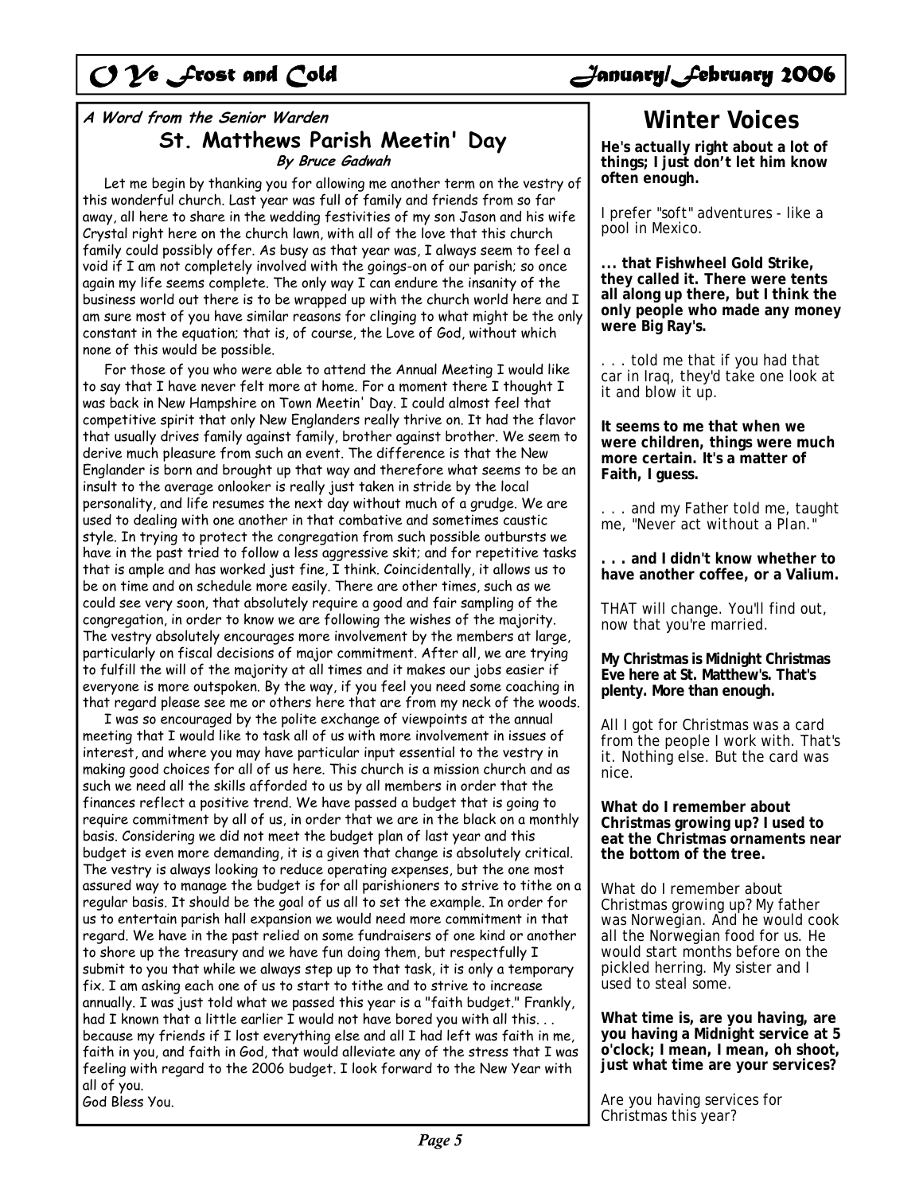## A Word from the Senior Warden

### St. Matthews Parish Meetin' Day

*By Bruce Gadwah*

Let me begin by thanking you for allowing me another term on the vestry of this wonderful church. Last year was full of family and friends from so far away, all here to share in the wedding festivities of my son Jason and his wife Crystal right here on the church lawn, with all of the love that this church family could possibly offer. As busy as that year was, I always seem to feel a void if I am not completely involved with the goings-on of our parish; so once again my life seems complete. The only way I can endure the insanity of the business world out there is to be wrapped up with the church world here and I am sure most of you have similar reasons for clinging to what might be the only constant in the equation; that is, of course, the Love of God, without which none of this would be possible.

For those of you who were able to attend the Annual Meeting I would like to say that I have never felt more at home. For a moment there I thought I was back in New Hampshire on Town Meetin' Day. I could almost feel that competitive spirit that only New Englanders really thrive on. It had the flavor that usually drives family against family, brother against brother. We seem to derive much pleasure from such an event. The difference is that the New Englander is born and brought up that way and therefore what seems to be an insult to the average onlooker is really just taken in stride by the local personality, and life resumes the next day without much of a grudge. We are used to dealing with one another in that combative and sometimes caustic style. In trying to protect the congregation from such possible outbursts we have in the past tried to follow a less aggressive skit; and for repetitive tasks that is ample and has worked just fine, I think. Coincidentally, it allows us to be on time and on schedule more easily. There are other times, such as we could see very soon, that absolutely require a good and fair sampling of the congregation, in order to know we are following the wishes of the majority. The vestry absolutely encourages more involvement by the members at large, particularly on fiscal decisions of major commitment. After all, we are trying to fulfill the will of the majority at all times and it makes our jobs easier if everyone is more outspoken. By the way, if you feel you need some coaching in that regard please see me or others here that are from my neck of the woods.

I was so encouraged by the polite exchange of viewpoints at the annual meeting that I would like to task all of us with more involvement in issues of interest, and where you may have particular input essential to the vestry in making good choices for all of us here. This church is a mission church and as such we need all the skills afforded to us by all members in order that the finances reflect a positive trend. We have passed a budget that is going to require commitment by all of us, in order that we are in the black on a monthly basis. Considering we did not meet the budget plan of last year and this budget is even more demanding, it is a given that change is absolutely critical. The vestry is always looking to reduce operating expenses, but the one most assured way to manage the budget is for all parishioners to strive to tithe on a regular basis. It should be the goal of us all to set the example. In order for us to entertain parish hall expansion we would need more commitment in that regard. We have in the past relied on some fundraisers of one kind or another to shore up the treasury and we have fun doing them, but respectfully I submit to you that while we always step up to that task, it is only a temporary fix. I am asking each one of us to start to tithe and to strive to increase annually. I was just told what we passed this year is a "faith budget." Frankly, had I known that a little earlier I would not have bored you with all this. . . because my friends if I lost everything else and all I had left was faith in me, faith in you, and faith in God, that would alleviate any of the stress that I was feeling with regard to the 2006 budget. I look forward to the New Year with all of you.

God Bless You.

## Winter Voices

**He's actually right about a lot of things; I just don't let him know often enough.**

I prefer "soft" adventures - like a pool in Mexico.

**... that Fishwheel Gold Strike, they called it. There were tents all along up there, but I think the only people who made any money were Big Ray's.**

. . . told me that if you had that car in Iraq, they'd take one look at it and blow it up.

**It seems to me that when we were children, things were much more certain. It's a matter of Faith, I guess.**

. . . and my Father told me, taught me, "Never act without a Plan."

**. . . and I didn't know whether to have another coffee, or a Valium.**

THAT will change. You'll find out, now that you're married.

**My Christmas is Midnight Christmas Eve here at St. Matthew's. That's plenty. More than enough.**

All I got for Christmas was a card from the people I work with. That's it. Nothing else. But the card was nice.

**What do I remember about Christmas growing up? I used to eat the Christmas ornaments near the bottom of the tree.**

What do I remember about Christmas growing up? My father was Norwegian. And he would cook all the Norwegian food for us. He would start months before on the pickled herring. My sister and I used to steal some.

**What time is, are you having, are you having a Midnight service at 5 o'clock; I mean, I mean, oh shoot, just what time are your services?**

Are you having services for Christmas this year?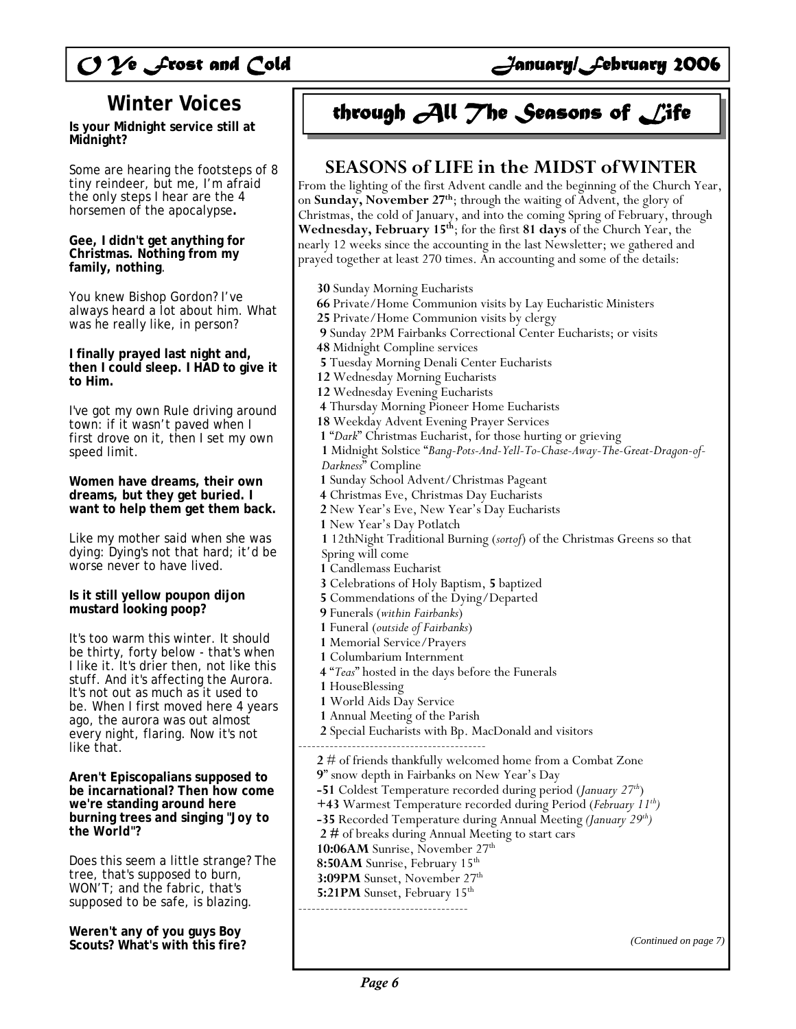## Winter Voices

**Is your Midnight service still at Midnight?**

Some are hearing the footsteps of 8 tiny reindeer, but me, I'm afraid the only steps I hear are the 4 horsemen of the apocalypse**.**

**Gee, I didn't get anything for Christmas. Nothing from my family, nothing**.

You knew Bishop Gordon? I've always heard a lot about him. What was he really like, in person?

**I finally prayed last night and, then I could sleep. I HAD to give it to Him.**

I've got my own Rule driving around town: if it wasn't paved when I first drove on it, then I set my own speed limit.

**Women have dreams, their own dreams, but they get buried. I want to help them get them back.**

Like my mother said when she was dying: Dying's not that hard; it'd be worse never to have lived.

**Is it still yellow poupon dijon mustard looking poop?**

It's too warm this winter. It should be thirty, forty below - that's when I like it. It's drier then, not like this stuff. And it's affecting the Aurora. It's not out as much as it used to be. When I first moved here 4 years ago, the aurora was out almost every night, flaring. Now it's not like that.

**Aren't Episcopalians supposed to be incarnational? Then how come we're standing around here burning trees and singing "Joy to the World"?**

Does this seem a little strange? The tree, that's supposed to burn, WON'T; and the fabric, that's supposed to be safe, is blazing.

**Weren't any of you guys Boy Scouts? What's with this fire?**

## *through All The Seasons of Life*

### SEASONS of LIFE in the MIDST of WINTER

From the lighting of the first Advent candle and the beginning of the Church Year, on **Sunday, November 27th**; through the waiting of Advent, the glory of Christmas, the cold of January, and into the coming Spring of February, through **Wednesday, February 15th**; for the first **81 days** of the Church Year, the nearly 12 weeks since the accounting in the last Newsletter; we gathered and prayed together at least 270 times. An accounting and some of the details:

**30** Sunday Morning Eucharists
**66** Private/Home Communion visits by Lay Eucharistic Ministers
**25** Private/Home Communion visits by clergy
**9** Sunday 2PM Fairbanks Correctional Center Eucharists; or visits
**48** Midnight Compline services
**5** Tuesday Morning Denali Center Eucharists
**12** Wednesday Morning Eucharists
**12** Wednesday Evening Eucharists
**4** Thursday Morning Pioneer Home Eucharists
**18** Weekday Advent Evening Prayer Services
**1** "*Dark*" Christmas Eucharist, for those hurting or grieving
**1** Midnight Solstice "*Bang-Pots-And-Yell-To-Chase-Away-The-Great-Dragon-of-Darkness*" Compline
**1** Sunday School Advent/Christmas Pageant
**4** Christmas Eve, Christmas Day Eucharists
**2** New Year's Eve, New Year's Day Eucharists
**1** New Year's Day Potlatch
**1** 12thNight Traditional Burning (*sortof*) of the Christmas Greens so that Spring will come
**1** Candlemass Eucharist
**3** Celebrations of Holy Baptism, **5** baptized
**5** Commendations of the Dying/Departed
**9** Funerals (*within Fairbanks*)
**1** Funeral (*outside of Fairbanks*)
**1** Memorial Service/Prayers
**1** Columbarium Internment
**4** "*Teas*" hosted in the days before the Funerals
**1** HouseBlessing
**1** World Aids Day Service
**1** Annual Meeting of the Parish
**2** Special Eucharists with Bp. MacDonald and visitors

------------------------------------------

**2** # of friends thankfully welcomed home from a Combat Zone
**9"** snow depth in Fairbanks on New Year's Day
**-51** Coldest Temperature recorded during period (*January 27th*)
**+43** Warmest Temperature recorded during Period (*February 11th*)
**-35** Recorded Temperature during Annual Meeting (*January 29th*)
**2 #** of breaks during Annual Meeting to start cars
**10:06AM** Sunrise, November 27th
**8:50AM** Sunrise, February 15th
**3:09PM** Sunset, November 27th
**5:21PM** Sunset, February 15th

--------------------------------------

*(Continued on page 7)*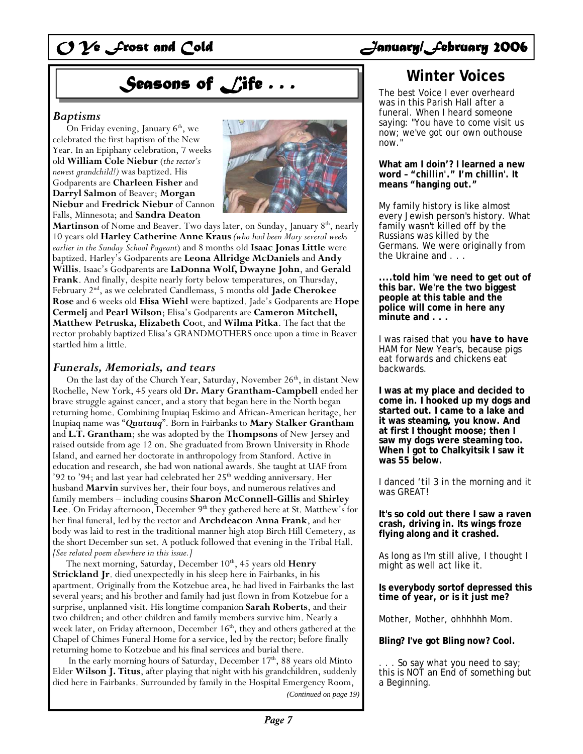# Seasons of Life . . .

### *Baptisms*

On Friday evening, January 6th, we celebrated the first baptism of the New Year. In an Epiphany celebration, 7 weeks old **William Cole Niebur** (*the rector's newest grandchild!)* was baptized. His Godparents are **Charleen Fisher** and **Darryl Salmon** of Beaver; **Morgan Niebur** and **Fredrick Niebur** of Cannon Falls, Minnesota; and **Sandra Deaton Martinson** of Nome and Beaver. Two days later, on Sunday, January 8th, nearly 10 years old **Harley Catherine Anne Kraus** *(who had been Mary several weeks earlier in the Sunday School Pageant*) and 8 months old **Isaac Jonas Little** were baptized. Harley's Godparents are **Leona Allridge McDaniels** and **Andy Willis**. Isaac's Godparents are **LaDonna Wolf, Dwayne John**, and **Gerald Frank**. And finally, despite nearly forty below temperatures, on Thursday, February 2nd, as we celebrated Candlemass, 5 months old **Jade Cherokee Rose** and 6 weeks old **Elisa Wiehl** were baptized. Jade's Godparents are **Hope Cermelj** and **Pearl Wilson**; Elisa's Godparents are **Cameron Mitchell, Matthew Petruska, Elizabeth Co**ot, and **Wilma Pitka**. The fact that the rector probably baptized Elisa's GRANDMOTHERS once upon a time in Beaver startled him a little.

### *Funerals, Memorials, and tears*

On the last day of the Church Year, Saturday, November 26th, in distant New Rochelle, New York, 45 years old **Dr. Mary Grantham-Campbell** ended her brave struggle against cancer, and a story that began here in the North began returning home. Combining Inupiaq Eskimo and African-American heritage, her Inupiaq name was "*Quutuuq*". Born in Fairbanks to **Mary Stalker Grantham** and **L.T. Grantham**; she was adopted by the **Thompsons** of New Jersey and raised outside from age 12 on. She graduated from Brown University in Rhode Island, and earned her doctorate in anthropology from Stanford. Active in education and research, she had won national awards. She taught at UAF from '92 to '94; and last year had celebrated her 25th wedding anniversary. Her husband **Marvin** survives her, their four boys, and numerous relatives and family members – including cousins **Sharon McConnell-Gillis** and **Shirley Lee**. On Friday afternoon, December 9th they gathered here at St. Matthew's for her final funeral, led by the rector and **Archdeacon Anna Frank**, and her body was laid to rest in the traditional manner high atop Birch Hill Cemetery, as the short December sun set. A potluck followed that evening in the Tribal Hall. *[See related poem elsewhere in this issue.]*

The next morning, Saturday, December 10th, 45 years old **Henry Strickland Jr**. died unexpectedly in his sleep here in Fairbanks, in his apartment. Originally from the Kotzebue area, he had lived in Fairbanks the last several years; and his brother and family had just flown in from Kotzebue for a surprise, unplanned visit. His longtime companion **Sarah Roberts**, and their two children; and other children and family members survive him. Nearly a week later, on Friday afternoon, December 16th, they and others gathered at the Chapel of Chimes Funeral Home for a service, led by the rector; before finally returning home to Kotzebue and his final services and burial there.

In the early morning hours of Saturday, December 17th, 88 years old Minto Elder **Wilson J. Titus**, after playing that night with his grandchildren, suddenly died here in Fairbanks. Surrounded by family in the Hospital Emergency Room,

*(Continued on page 19)*

## Winter Voices

The best Voice I ever overheard was in this Parish Hall after a funeral. When I heard someone saying: "You have to come visit us now; we've got our own outhouse now."

**What am I doin'? I learned a new word – "chillin'." I'm chillin'. It means "*hanging out.*"**

My family history is like almost every Jewish person's history. What family wasn't killed off by the Russians was killed by the Germans. We were originally from the Ukraine and . . .

**....told him 'we need to get out of this bar. We're the two biggest people at this table and the police will come in here any minute and . . .**

I was raised that you ***have to have*** HAM for New Year's, because pigs eat forwards and chickens eat backwards.

**I was at my place and decided to come in. I hooked up my dogs and started out. I came to a lake and it was steaming, you know. And at first I thought moose; then I saw my dogs were steaming too. When I got to Chalkyitsik I saw it was 55 below.**

I danced 'til 3 in the morning and it was GREAT!

**It's so cold out there I saw a raven crash, driving in. Its wings froze flying along and it crashed.**

As long as I'm still alive, I thought I might as well act like it.

**Is everybody sortof depressed this time of year, or is it just me?**

Mother, Mother, ohhhhhh Mom.

**Bling? I've got Bling now? Cool.**

. . . So say what you need to say; this is NOT an End of something but a Beginning.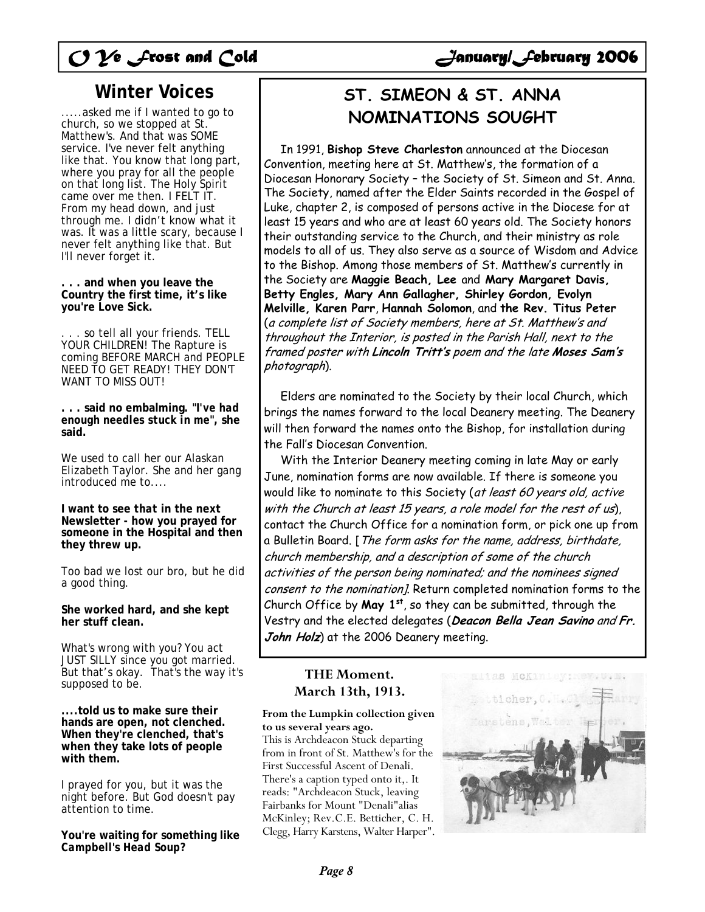## Winter Voices

.....asked me if I wanted to go to church, so we stopped at St. Matthew's. And that was SOME service. I've never felt anything like that. You know that long part, where you pray for all the people on that long list. The Holy Spirit came over me then. I FELT IT. From my head down, and just through me. I didn't know what it was. It was a little scary, because I never felt anything like that. But I'll never forget it.

**. . . and when you leave the Country the first time, it's like you're Love Sick.**

. . . so tell all your friends. TELL YOUR CHILDREN! The Rapture is coming BEFORE MARCH and PEOPLE NEED TO GET READY! THEY DON'T WANT TO MISS OUT!

**. . . said no embalming. "I've had enough needles stuck in me", she said.**

We used to call her our Alaskan Elizabeth Taylor. She and her gang introduced me to....

**I want to see that in the next Newsletter - how you prayed for someone in the Hospital and then they threw up.**

Too bad we lost our bro, but he did a good thing.

**She worked hard, and she kept her stuff clean.**

What's wrong with you? You act JUST SILLY since you got married. But that's okay. That's the way it's supposed to be.

**....told us to make sure their hands are open, not clenched. When they're clenched, that's when they take lots of people with them.**

I prayed for you, but it was the night before. But God doesn't pay attention to time.

**You're waiting for something like Campbell's Head Soup?**

## ST. SIMEON & ST. ANNA NOMINATIONS SOUGHT

In 1991, **Bishop Steve Charleston** announced at the Diocesan Convention, meeting here at St. Matthew's, the formation of a Diocesan Honorary Society – the Society of St. Simeon and St. Anna. The Society, named after the Elder Saints recorded in the Gospel of Luke, chapter 2, is composed of persons active in the Diocese for at least 15 years and who are at least 60 years old. The Society honors their outstanding service to the Church, and their ministry as role models to all of us. They also serve as a source of Wisdom and Advice to the Bishop. Among those members of St. Matthew's currently in the Society are **Maggie Beach, Lee** and **Mary Margaret Davis, Betty Engles, Mary Ann Gallagher, Shirley Gordon, Evolyn Melville, Karen Parr**, **Hannah Solomon**, and **the Rev. Titus Peter** (*a complete list of Society members, here at St. Matthew's and throughout the Interior, is posted in the Parish Hall, next to the framed poster with **Lincoln Tritt's** poem and the late **Moses Sam's** photograph*).

Elders are nominated to the Society by their local Church, which brings the names forward to the local Deanery meeting. The Deanery will then forward the names onto the Bishop, for installation during the Fall's Diocesan Convention.

With the Interior Deanery meeting coming in late May or early June, nomination forms are now available. If there is someone you would like to nominate to this Society (*at least 60 years old, active with the Church at least 15 years, a role model for the rest of us*), contact the Church Office for a nomination form, or pick one up from a Bulletin Board. [*The form asks for the name, address, birthdate, church membership, and a description of some of the church activities of the person being nominated; and the nominees signed consent to the nomination*]. Return completed nomination forms to the Church Office by **May 1st**, so they can be submitted, through the Vestry and the elected delegates (***Deacon Bella Jean Savino** and **Fr. John Holz***) at the 2006 Deanery meeting.

### THE Moment. March 13th, 1913.

**From the Lumpkin collection given to us several years ago.**
This is Archdeacon Stuck departing from in front of St. Matthew's for the First Successful Ascent of Denali. There's a caption typed onto it,. It reads: "Archdeacon Stuck, leaving Fairbanks for Mount "Denali"alias McKinley; Rev.C.E. Betticher, C. H. Clegg, Harry Karstens, Walter Harper".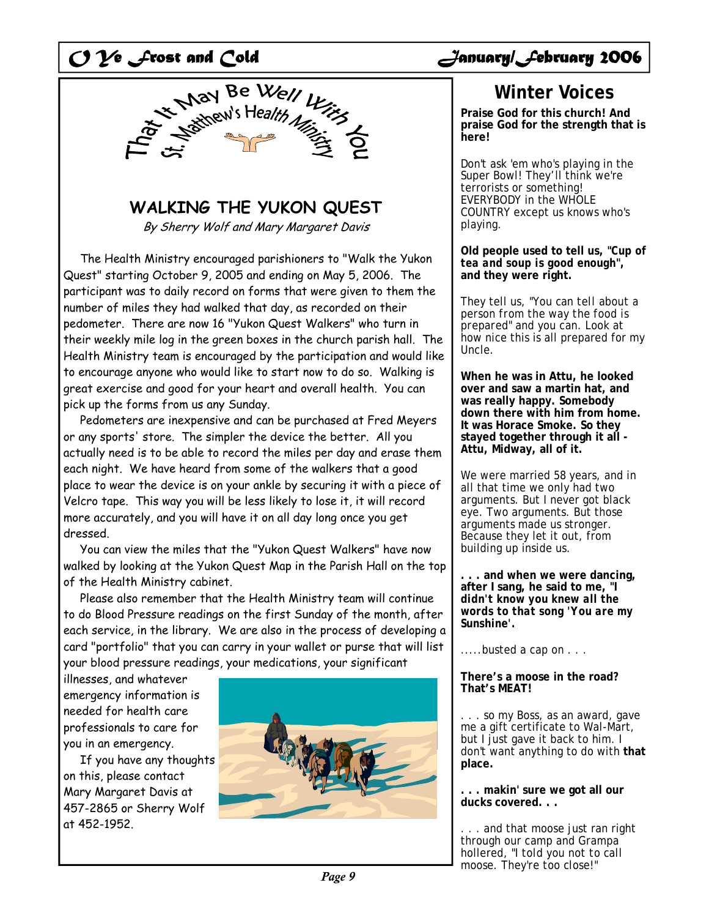## That It May Be Well With You
### St. Matthew's Health Ministry

## WALKING THE YUKON QUEST

*By Sherry Wolf and Mary Margaret Davis*

The Health Ministry encouraged parishioners to "Walk the Yukon Quest" starting October 9, 2005 and ending on May 5, 2006. The participant was to daily record on forms that were given to them the number of miles they had walked that day, as recorded on their pedometer. There are now 16 "Yukon Quest Walkers" who turn in their weekly mile log in the green boxes in the church parish hall. The Health Ministry team is encouraged by the participation and would like to encourage anyone who would like to start now to do so. Walking is great exercise and good for your heart and overall health. You can pick up the forms from us any Sunday.

Pedometers are inexpensive and can be purchased at Fred Meyers or any sports' store. The simpler the device the better. All you actually need is to be able to record the miles per day and erase them each night. We have heard from some of the walkers that a good place to wear the device is on your ankle by securing it with a piece of Velcro tape. This way you will be less likely to lose it, it will record more accurately, and you will have it on all day long once you get dressed.

You can view the miles that the "Yukon Quest Walkers" have now walked by looking at the Yukon Quest Map in the Parish Hall on the top of the Health Ministry cabinet.

Please also remember that the Health Ministry team will continue to do Blood Pressure readings on the first Sunday of the month, after each service, in the library. We are also in the process of developing a card "portfolio" that you can carry in your wallet or purse that will list your blood pressure readings, your medications, your significant illnesses, and whatever emergency information is needed for health care professionals to care for you in an emergency.

If you have any thoughts on this, please contact Mary Margaret Davis at 457-2865 or Sherry Wolf at 452-1952.

## Winter Voices

**Praise God for this church! And praise God for the strength that is here!**

Don't ask 'em who's playing in the Super Bowl! They'll think we're terrorists or something! EVERYBODY in the WHOLE COUNTRY except us knows who's playing.

**Old people used to tell us, "Cup of tea and soup is good enough", and they were right.**

They tell us, "You can tell about a person from the way the food is prepared" and you can. Look at how nice this is all prepared for my Uncle.

**When he was in Attu, he looked over and saw a martin hat, and was really happy. Somebody down there with him from home. It was Horace Smoke. So they stayed together through it all - Attu, Midway, all of it.**

We were married 58 years, and in all that time we only had two arguments. But I never got black eye. Two arguments. But those arguments made us stronger. Because they let it out, from building up inside us.

**. . . and when we were dancing, after I sang, he said to me, "I didn't know you knew *all* the words to that song '*You are my Sunshine*'.**

.....busted a cap on . . .

**There's a moose in the road? That's MEAT!**

. . . so my Boss, as an award, gave me a gift certificate to Wal-Mart, but I just gave it back to him. I don't want anything to do with **that place.**

**. . . makin' sure we got all our ducks covered. . .**

. . . and that moose just ran right through our camp and Grampa hollered, "I told you not to call moose. They're too close!"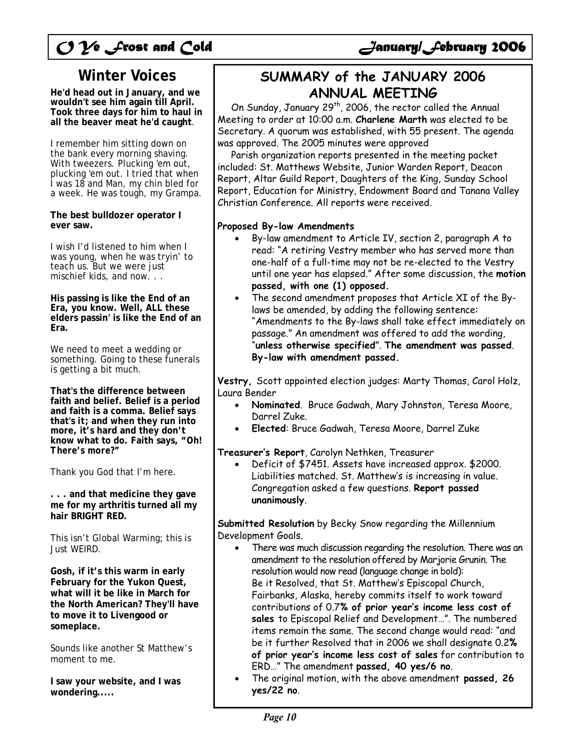## Winter Voices

**He'd head out in January, and we wouldn't see him again till April. Took three days for him to haul in all the beaver meat he'd caught**.

I remember him sitting down on the bank every morning shaving. With tweezers. Plucking 'em out, plucking 'em out. I tried that when I was 18 and Man, my chin bled for a week. He was tough, my Grampa.

**The best bulldozer operator I ever saw.**

I wish I'd listened to him when I was young, when he was tryin' to teach us. But we were just mischief kids, and now. . .

**His passing is like the End of an Era, you know. Well, ALL these elders passin' is like the End of an Era.**

We need to meet a wedding or something. Going to these funerals is getting a bit much.

**That's the difference between faith and belief. Belief is a period and faith is a comma. Belief says that's it; and when they run into more, it's hard and they don't know what to do. Faith says, "Oh! There's more?"**

Thank you God that I'm here.

**. . . and that medicine they gave me for my arthritis turned all my hair BRIGHT RED.**

This isn't Global Warming; this is Just WEIRD.

**Gosh, if it's this warm in early February for the Yukon Quest, what will it be like in March for the North American? They'll have to move it to Livengood or someplace.**

Sounds like another St Matthew's moment to me.

**I saw your website, and I was wondering.....**

## SUMMARY of the JANUARY 2006 ANNUAL MEETING

On Sunday, January 29th, 2006, the rector called the Annual Meeting to order at 10:00 a.m. **Charlene Marth** was elected to be Secretary. A quorum was established, with 55 present. The agenda was approved. The 2005 minutes were approved

Parish organization reports presented in the meeting packet included: St. Matthews Website, Junior Warden Report, Deacon Report, Altar Guild Report, Daughters of the King, Sunday School Report, Education for Ministry, Endowment Board and Tanana Valley Christian Conference. All reports were received.

**Proposed By-law Amendments**

- By-law amendment to Article IV, section 2, paragraph A to read: "A retiring Vestry member who has served more than one-half of a full-time may not be re-elected to the Vestry until one year has elapsed." After some discussion, the **motion passed, with one (1) opposed.**
- The second amendment proposes that Article XI of the By-laws be amended, by adding the following sentence: "Amendments to the By-laws shall take effect immediately on passage." An amendment was offered to add the wording, "**unless otherwise specified**". **The amendment was passed**. **By-law with amendment passed.**

**Vestry,** Scott appointed election judges: Marty Thomas, Carol Holz, Laura Bender

- **Nominated**. Bruce Gadwah, Mary Johnston, Teresa Moore, Darrel Zuke.
- **Elected**: Bruce Gadwah, Teresa Moore, Darrel Zuke

**Treasurer's Report**, Carolyn Nethken, Treasurer

- Deficit of $7451. Assets have increased approx. $2000. Liabilities matched. St. Matthew's is increasing in value. Congregation asked a few questions. **Report passed unanimously**.

**Submitted Resolution** by Becky Snow regarding the Millennium Development Goals.

- There was much discussion regarding the resolution. There was an amendment to the resolution offered by Marjorie Grunin. The resolution would now read (language change in bold):
  Be it Resolved, that St. Matthew's Episcopal Church, Fairbanks, Alaska, hereby commits itself to work toward contributions of 0.7**% of prior year's income less cost of sales** to Episcopal Relief and Development…". The numbered items remain the same. The second change would read: "and be it further Resolved that in 2006 we shall designate 0.2**% of prior year's income less cost of sales** for contribution to ERD…" The amendment **passed, 40 yes/6 no**.
- The original motion, with the above amendment **passed, 26 yes/22 no**.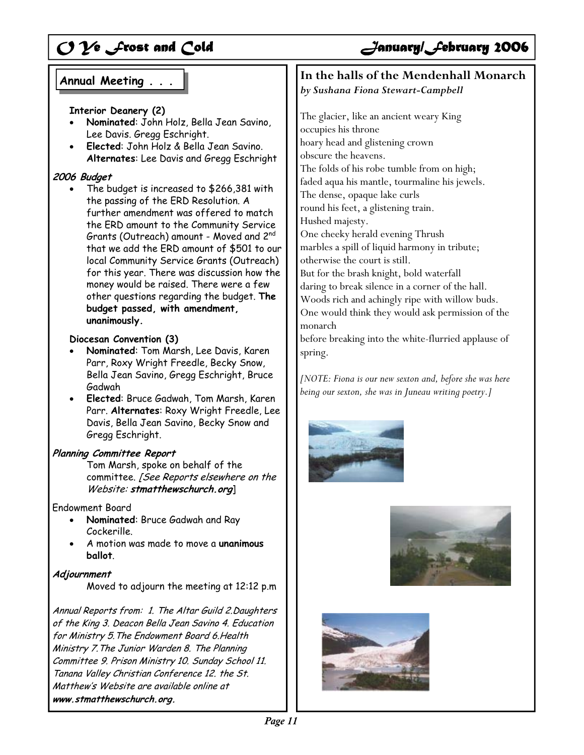## Annual Meeting . . .

**Interior Deanery (2)**

- **Nominated**: John Holz, Bella Jean Savino, Lee Davis. Gregg Eschright.
- **Elected**: John Holz & Bella Jean Savino. **Alternates**: Lee Davis and Gregg Eschright

***2006 Budget***

- The budget is increased to $266,381 with the passing of the ERD Resolution. A further amendment was offered to match the ERD amount to the Community Service Grants (Outreach) amount - Moved and 2nd that we add the ERD amount of $501 to our local Community Service Grants (Outreach) for this year. There was discussion how the money would be raised. There were a few other questions regarding the budget. **The budget passed, with amendment, unanimously.**

**Diocesan Convention (3)**

- **Nominated**: Tom Marsh, Lee Davis, Karen Parr, Roxy Wright Freedle, Becky Snow, Bella Jean Savino, Gregg Eschright, Bruce Gadwah
- **Elected**: Bruce Gadwah, Tom Marsh, Karen Parr. **Alternates**: Roxy Wright Freedle, Lee Davis, Bella Jean Savino, Becky Snow and Gregg Eschright.

***Planning Committee Report***

Tom Marsh, spoke on behalf of the committee. *[See Reports elsewhere on the Website:* ***stmatthewschurch.org***]

Endowment Board

- **Nominated**: Bruce Gadwah and Ray Cockerille.
- A motion was made to move a **unanimous ballot**.

***Adjournment***

Moved to adjourn the meeting at 12:12 p.m

*Annual Reports from: 1. The Altar Guild 2.Daughters of the King 3. Deacon Bella Jean Savino 4. Education for Ministry 5.The Endowment Board 6.Health Ministry 7.The Junior Warden 8. The Planning Committee 9. Prison Ministry 10. Sunday School 11. Tanana Valley Christian Conference 12. the St. Matthew's Website are available online at* ***www.stmatthewschurch.org****.*

## In the halls of the Mendenhall Monarch

***by Sushana Fiona Stewart-Campbell***

The glacier, like an ancient weary King
occupies his throne
hoary head and glistening crown
obscure the heavens.
The folds of his robe tumble from on high;
faded aqua his mantle, tourmaline his jewels.
The dense, opaque lake curls
round his feet, a glistening train.
Hushed majesty.
One cheeky herald evening Thrush
marbles a spill of liquid harmony in tribute;
otherwise the court is still.
But for the brash knight, bold waterfall
daring to break silence in a corner of the hall.
Woods rich and achingly ripe with willow buds.
One would think they would ask permission of the monarch
before breaking into the white-flurried applause of spring.

*[NOTE: Fiona is our new sexton and, before she was here being our sexton, she was in Juneau writing poetry.]*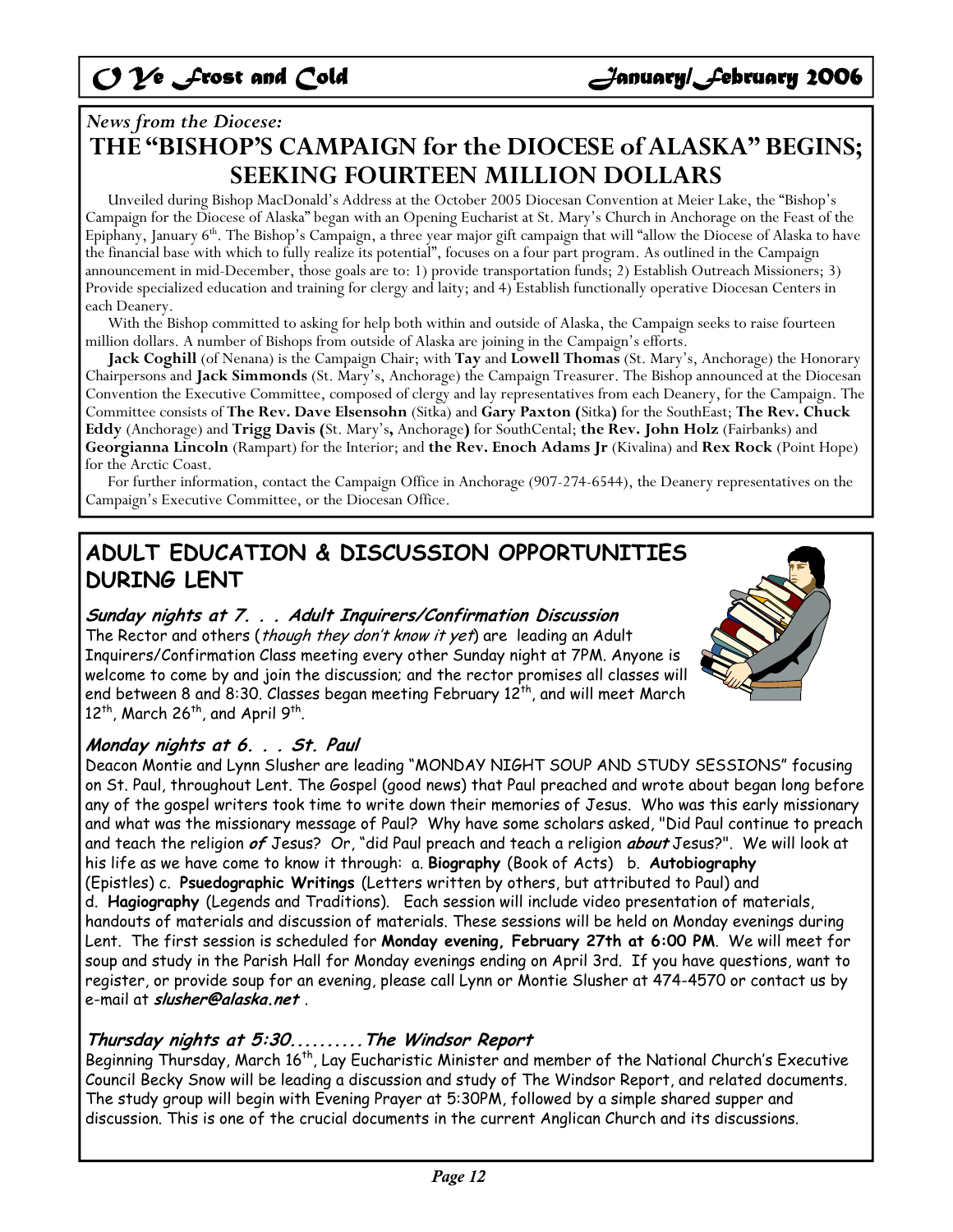*News from the Diocese:*

## THE "BISHOP'S CAMPAIGN for the DIOCESE of ALASKA" BEGINS; SEEKING FOURTEEN MILLION DOLLARS

Unveiled during Bishop MacDonald's Address at the October 2005 Diocesan Convention at Meier Lake, the "Bishop's Campaign for the Diocese of Alaska" began with an Opening Eucharist at St. Mary's Church in Anchorage on the Feast of the Epiphany, January 6th. The Bishop's Campaign, a three year major gift campaign that will "allow the Diocese of Alaska to have the financial base with which to fully realize its potential", focuses on a four part program. As outlined in the Campaign announcement in mid-December, those goals are to: 1) provide transportation funds; 2) Establish Outreach Missioners; 3) Provide specialized education and training for clergy and laity; and 4) Establish functionally operative Diocesan Centers in each Deanery.

With the Bishop committed to asking for help both within and outside of Alaska, the Campaign seeks to raise fourteen million dollars. A number of Bishops from outside of Alaska are joining in the Campaign's efforts.

**Jack Coghill** (of Nenana) is the Campaign Chair; with **Tay** and **Lowell Thomas** (St. Mary's, Anchorage) the Honorary Chairpersons and **Jack Simmonds** (St. Mary's, Anchorage) the Campaign Treasurer. The Bishop announced at the Diocesan Convention the Executive Committee, composed of clergy and lay representatives from each Deanery, for the Campaign. The Committee consists of **The Rev. Dave Elsensohn** (Sitka) and **Gary Paxton (**Sitka**)** for the SouthEast; **The Rev. Chuck Eddy** (Anchorage) and **Trigg Davis (**St. Mary's**,** Anchorage**)** for SouthCental; **the Rev. John Holz** (Fairbanks) and **Georgianna Lincoln** (Rampart) for the Interior; and **the Rev. Enoch Adams Jr** (Kivalina) and **Rex Rock** (Point Hope) for the Arctic Coast.

For further information, contact the Campaign Office in Anchorage (907-274-6544), the Deanery representatives on the Campaign's Executive Committee, or the Diocesan Office.

## ADULT EDUCATION & DISCUSSION OPPORTUNITIES DURING LENT

### *Sunday nights at 7. . . Adult Inquirers/Confirmation Discussion*

The Rector and others (*though they don't know it yet*) are leading an Adult Inquirers/Confirmation Class meeting every other Sunday night at 7PM. Anyone is welcome to come by and join the discussion; and the rector promises all classes will end between 8 and 8:30. Classes began meeting February 12th, and will meet March 12th, March 26th, and April 9th.

### *Monday nights at 6. . . St. Paul*

Deacon Montie and Lynn Slusher are leading "MONDAY NIGHT SOUP AND STUDY SESSIONS" focusing on St. Paul, throughout Lent. The Gospel (good news) that Paul preached and wrote about began long before any of the gospel writers took time to write down their memories of Jesus. Who was this early missionary and what was the missionary message of Paul? Why have some scholars asked, "Did Paul continue to preach and teach the religion ***of*** Jesus? Or, "did Paul preach and teach a religion ***about*** Jesus?". We will look at his life as we have come to know it through: a. **Biography** (Book of Acts) b. **Autobiography** (Epistles) c. **Psuedographic Writings** (Letters written by others, but attributed to Paul) and d. **Hagiography** (Legends and Traditions). Each session will include video presentation of materials, handouts of materials and discussion of materials. These sessions will be held on Monday evenings during Lent. The first session is scheduled for **Monday evening, February 27th at 6:00 PM**. We will meet for soup and study in the Parish Hall for Monday evenings ending on April 3rd. If you have questions, want to register, or provide soup for an evening, please call Lynn or Montie Slusher at 474-4570 or contact us by e-mail at ***slusher@alaska.net*** .

### *Thursday nights at 5:30..........The Windsor Report*

Beginning Thursday, March 16th, Lay Eucharistic Minister and member of the National Church's Executive Council Becky Snow will be leading a discussion and study of The Windsor Report, and related documents. The study group will begin with Evening Prayer at 5:30PM, followed by a simple shared supper and discussion. This is one of the crucial documents in the current Anglican Church and its discussions.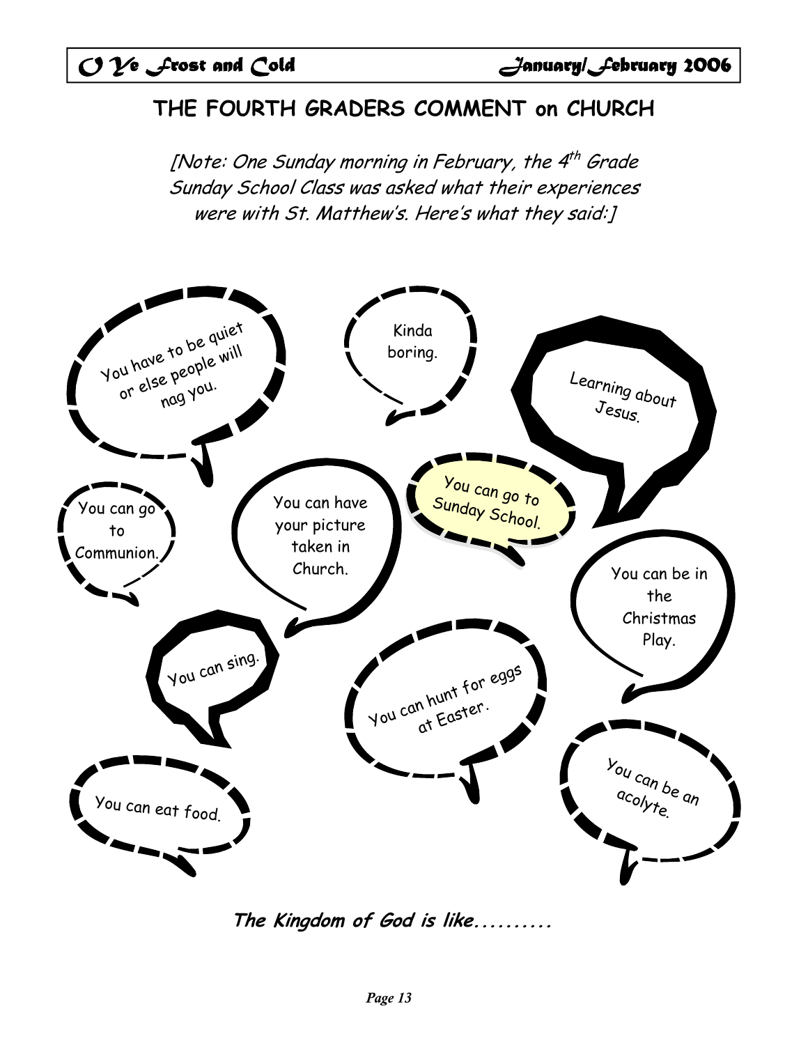# THE FOURTH GRADERS COMMENT on CHURCH

*[Note: One Sunday morning in February, the 4th Grade Sunday School Class was asked what their experiences were with St. Matthew's. Here's what they said:]*

You have to be quiet or else people will nag you.

Kinda boring.

Learning about Jesus.

You can go to Communion.

You can have your picture taken in Church.

You can go to Sunday School.

You can be in the Christmas Play.

You can sing.

You can hunt for eggs at Easter.

You can eat food.

You can be an acolyte.

***The Kingdom of God is like..........***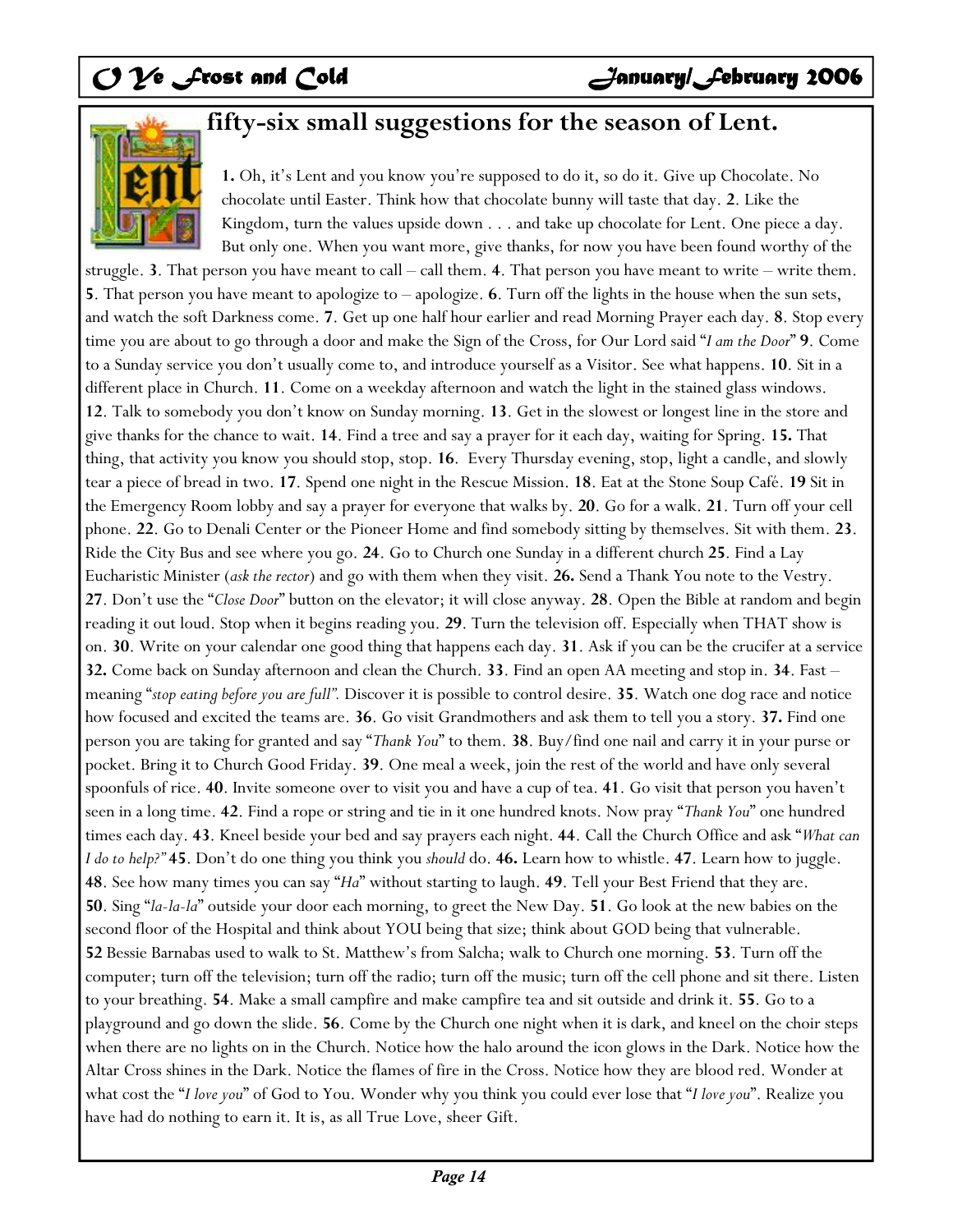## fifty-six small suggestions for the season of Lent.

**1.** Oh, it's Lent and you know you're supposed to do it, so do it. Give up Chocolate. No chocolate until Easter. Think how that chocolate bunny will taste that day. **2**. Like the Kingdom, turn the values upside down . . . and take up chocolate for Lent. One piece a day. But only one. When you want more, give thanks, for now you have been found worthy of the struggle. **3**. That person you have meant to call – call them. **4**. That person you have meant to write – write them. **5**. That person you have meant to apologize to – apologize. **6**. Turn off the lights in the house when the sun sets, and watch the soft Darkness come. **7**. Get up one half hour earlier and read Morning Prayer each day. **8**. Stop every time you are about to go through a door and make the Sign of the Cross, for Our Lord said "*I am the Door*" **9**. Come to a Sunday service you don't usually come to, and introduce yourself as a Visitor. See what happens. **10**. Sit in a different place in Church. **11**. Come on a weekday afternoon and watch the light in the stained glass windows. **12**. Talk to somebody you don't know on Sunday morning. **13**. Get in the slowest or longest line in the store and give thanks for the chance to wait. **14**. Find a tree and say a prayer for it each day, waiting for Spring. **15.** That thing, that activity you know you should stop, stop. **16**. Every Thursday evening, stop, light a candle, and slowly tear a piece of bread in two. **17**. Spend one night in the Rescue Mission. **18**. Eat at the Stone Soup Café. **19** Sit in the Emergency Room lobby and say a prayer for everyone that walks by. **20**. Go for a walk. **21**. Turn off your cell phone. **22**. Go to Denali Center or the Pioneer Home and find somebody sitting by themselves. Sit with them. **23**. Ride the City Bus and see where you go. **24**. Go to Church one Sunday in a different church **25**. Find a Lay Eucharistic Minister (*ask the rector*) and go with them when they visit. **26.** Send a Thank You note to the Vestry. **27**. Don't use the "*Close Door*" button on the elevator; it will close anyway. **28**. Open the Bible at random and begin reading it out loud. Stop when it begins reading you. **29**. Turn the television off. Especially when THAT show is on. **30**. Write on your calendar one good thing that happens each day. **31**. Ask if you can be the crucifer at a service **32.** Come back on Sunday afternoon and clean the Church. **33**. Find an open AA meeting and stop in. **34**. Fast – meaning "*stop eating before you are full".* Discover it is possible to control desire. **35**. Watch one dog race and notice how focused and excited the teams are. **36**. Go visit Grandmothers and ask them to tell you a story. **37.** Find one person you are taking for granted and say "*Thank You*" to them. **38**. Buy/find one nail and carry it in your purse or pocket. Bring it to Church Good Friday. **39**. One meal a week, join the rest of the world and have only several spoonfuls of rice. **40**. Invite someone over to visit you and have a cup of tea. **41**. Go visit that person you haven't seen in a long time. **42**. Find a rope or string and tie in it one hundred knots. Now pray "*Thank You*" one hundred times each day. **43**. Kneel beside your bed and say prayers each night. **44**. Call the Church Office and ask "*What can I do to help?"* **45**. Don't do one thing you think you *should* do. **46.** Learn how to whistle. **47**. Learn how to juggle. **48**. See how many times you can say "*Ha*" without starting to laugh. **49**. Tell your Best Friend that they are. **50**. Sing "*la-la-la*" outside your door each morning, to greet the New Day. **51**. Go look at the new babies on the second floor of the Hospital and think about YOU being that size; think about GOD being that vulnerable. **52** Bessie Barnabas used to walk to St. Matthew's from Salcha; walk to Church one morning. **53**. Turn off the computer; turn off the television; turn off the radio; turn off the music; turn off the cell phone and sit there. Listen to your breathing. **54**. Make a small campfire and make campfire tea and sit outside and drink it. **55**. Go to a playground and go down the slide. **56**. Come by the Church one night when it is dark, and kneel on the choir steps when there are no lights on in the Church. Notice how the halo around the icon glows in the Dark. Notice how the Altar Cross shines in the Dark. Notice the flames of fire in the Cross. Notice how they are blood red. Wonder at what cost the "*I love you*" of God to You. Wonder why you think you could ever lose that "*I love you*". Realize you have had do nothing to earn it. It is, as all True Love, sheer Gift.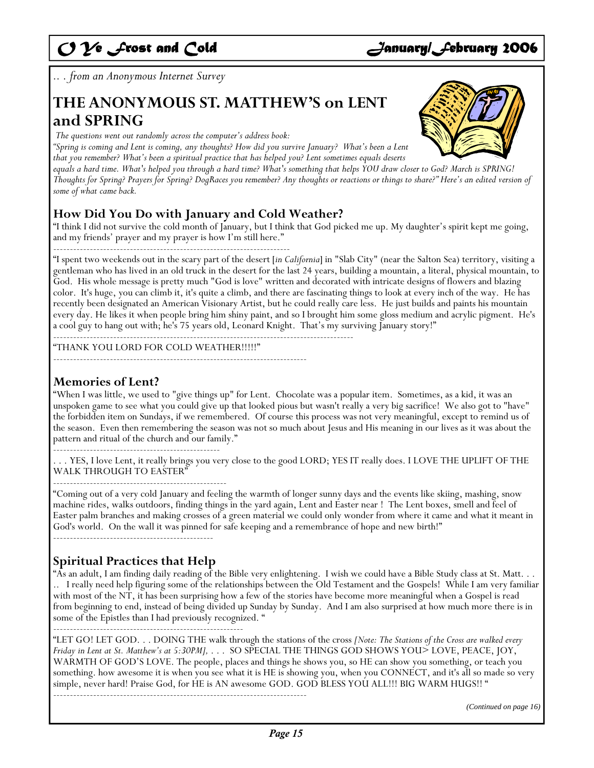*.. . from an Anonymous Internet Survey*

# THE ANONYMOUS ST. MATTHEW'S on LENT and SPRING

*The questions went out randomly across the computer's address book:*
*"Spring is coming and Lent is coming, any thoughts? How did you survive January? What's been a Lent that you remember? What's been a spiritual practice that has helped you? Lent sometimes equals deserts equals a hard time. What's helped you through a hard time? What's something that helps YOU draw closer to God? March is SPRING! Thoughts for Spring? Prayers for Spring? DogRaces you remember? Any thoughts or reactions or things to share?" Here's an edited version of some of what came back.*

## How Did You Do with January and Cold Weather?

"I think I did not survive the cold month of January, but I think that God picked me up. My daughter's spirit kept me going, and my friends' prayer and my prayer is how I'm still here."

---

"I spent two weekends out in the scary part of the desert [*in California*] in "Slab City" (near the Salton Sea) territory, visiting a gentleman who has lived in an old truck in the desert for the last 24 years, building a mountain, a literal, physical mountain, to God. His whole message is pretty much "God is love" written and decorated with intricate designs of flowers and blazing color. It's huge, you can climb it, it's quite a climb, and there are fascinating things to look at every inch of the way. He has recently been designated an American Visionary Artist, but he could really care less. He just builds and paints his mountain every day. He likes it when people bring him shiny paint, and so I brought him some gloss medium and acrylic pigment. He's a cool guy to hang out with; he's 75 years old, Leonard Knight. That's my surviving January story!"

---

"THANK YOU LORD FOR COLD WEATHER!!!!!"

---

## Memories of Lent?

"When I was little, we used to "give things up" for Lent. Chocolate was a popular item. Sometimes, as a kid, it was an unspoken game to see what you could give up that looked pious but wasn't really a very big sacrifice! We also got to "have" the forbidden item on Sundays, if we remembered. Of course this process was not very meaningful, except to remind us of the season. Even then remembering the season was not so much about Jesus and His meaning in our lives as it was about the pattern and ritual of the church and our family."

---

. . . YES, I love Lent, it really brings you very close to the good LORD; YES IT really does. I LOVE THE UPLIFT OF THE WALK THROUGH TO EASTER"

---

"Coming out of a very cold January and feeling the warmth of longer sunny days and the events like skiing, mashing, snow machine rides, walks outdoors, finding things in the yard again, Lent and Easter near ! The Lent boxes, smell and feel of Easter palm branches and making crosses of a green material we could only wonder from where it came and what it meant in God's world. On the wall it was pinned for safe keeping and a remembrance of hope and new birth!"

---

## Spiritual Practices that Help

"As an adult, I am finding daily reading of the Bible very enlightening. I wish we could have a Bible Study class at St. Matt. . . .. I really need help figuring some of the relationships between the Old Testament and the Gospels! While I am very familiar with most of the NT, it has been surprising how a few of the stories have become more meaningful when a Gospel is read from beginning to end, instead of being divided up Sunday by Sunday. And I am also surprised at how much more there is in some of the Epistles than I had previously recognized. "

---

"LET GO! LET GOD. . . DOING THE walk through the stations of the cross *[Note: The Stations of the Cross are walked every Friday in Lent at St. Matthew's at 5:30PM]*, . . . SO SPECIAL THE THINGS GOD SHOWS YOU> LOVE, PEACE, JOY, WARMTH OF GOD'S LOVE. The people, places and things he shows you, so HE can show you something, or teach you something. how awesome it is when you see what it is HE is showing you, when you CONNECT, and it's all so made so very simple, never hard! Praise God, for HE is AN awesome GOD. GOD BLESS YOU ALL!!! BIG WARM HUGS!! "

---

*(Continued on page 16)*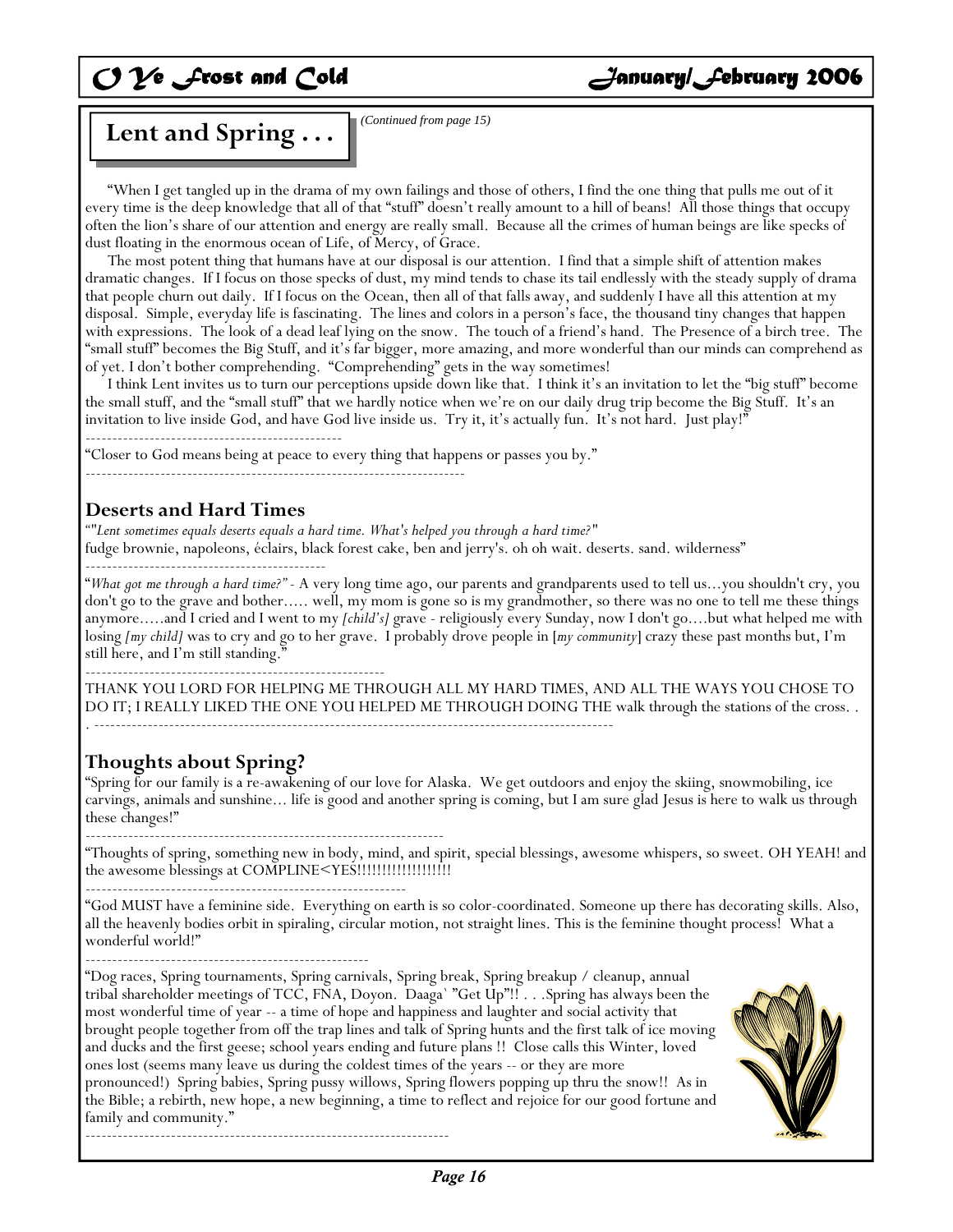## Lent and Spring . . .

*(Continued from page 15)*

"When I get tangled up in the drama of my own failings and those of others, I find the one thing that pulls me out of it every time is the deep knowledge that all of that "stuff" doesn't really amount to a hill of beans! All those things that occupy often the lion's share of our attention and energy are really small. Because all the crimes of human beings are like specks of dust floating in the enormous ocean of Life, of Mercy, of Grace.

The most potent thing that humans have at our disposal is our attention. I find that a simple shift of attention makes dramatic changes. If I focus on those specks of dust, my mind tends to chase its tail endlessly with the steady supply of drama that people churn out daily. If I focus on the Ocean, then all of that falls away, and suddenly I have all this attention at my disposal. Simple, everyday life is fascinating. The lines and colors in a person's face, the thousand tiny changes that happen with expressions. The look of a dead leaf lying on the snow. The touch of a friend's hand. The Presence of a birch tree. The "small stuff" becomes the Big Stuff, and it's far bigger, more amazing, and more wonderful than our minds can comprehend as of yet. I don't bother comprehending. "Comprehending" gets in the way sometimes!

I think Lent invites us to turn our perceptions upside down like that. I think it's an invitation to let the "big stuff" become the small stuff, and the "small stuff" that we hardly notice when we're on our daily drug trip become the Big Stuff. It's an invitation to live inside God, and have God live inside us. Try it, it's actually fun. It's not hard. Just play!"

---

"Closer to God means being at peace to every thing that happens or passes you by."

---

### Deserts and Hard Times

""*Lent sometimes equals deserts equals a hard time. What's helped you through a hard time?*"
fudge brownie, napoleons, éclairs, black forest cake, ben and jerry's. oh oh wait. deserts. sand. wilderness"

---

"*What got me through a hard time?"* - A very long time ago, our parents and grandparents used to tell us...you shouldn't cry, you don't go to the grave and bother..... well, my mom is gone so is my grandmother, so there was no one to tell me these things anymore.....and I cried and I went to my *[child's]* grave - religiously every Sunday, now I don't go....but what helped me with losing *[my child]* was to cry and go to her grave. I probably drove people in [*my community*] crazy these past months but, I'm still here, and I'm still standing."

---

THANK YOU LORD FOR HELPING ME THROUGH ALL MY HARD TIMES, AND ALL THE WAYS YOU CHOSE TO DO IT; I REALLY LIKED THE ONE YOU HELPED ME THROUGH DOING THE walk through the stations of the cross. . .

---

### Thoughts about Spring?

"Spring for our family is a re-awakening of our love for Alaska. We get outdoors and enjoy the skiing, snowmobiling, ice carvings, animals and sunshine… life is good and another spring is coming, but I am sure glad Jesus is here to walk us through these changes!"

---

"Thoughts of spring, something new in body, mind, and spirit, special blessings, awesome whispers, so sweet. OH YEAH! and the awesome blessings at COMPLINE<YES!!!!!!!!!!!!!!!!!!

---

"God MUST have a feminine side. Everything on earth is so color-coordinated. Someone up there has decorating skills. Also, all the heavenly bodies orbit in spiraling, circular motion, not straight lines. This is the feminine thought process! What a wonderful world!"

---

"Dog races, Spring tournaments, Spring carnivals, Spring break, Spring breakup / cleanup, annual tribal shareholder meetings of TCC, FNA, Doyon. Daaga` "Get Up"!! . . .Spring has always been the most wonderful time of year -- a time of hope and happiness and laughter and social activity that brought people together from off the trap lines and talk of Spring hunts and the first talk of ice moving and ducks and the first geese; school years ending and future plans !! Close calls this Winter, loved ones lost (seems many leave us during the coldest times of the years -- or they are more pronounced!) Spring babies, Spring pussy willows, Spring flowers popping up thru the snow!! As in the Bible; a rebirth, new hope, a new beginning, a time to reflect and rejoice for our good fortune and family and community."

---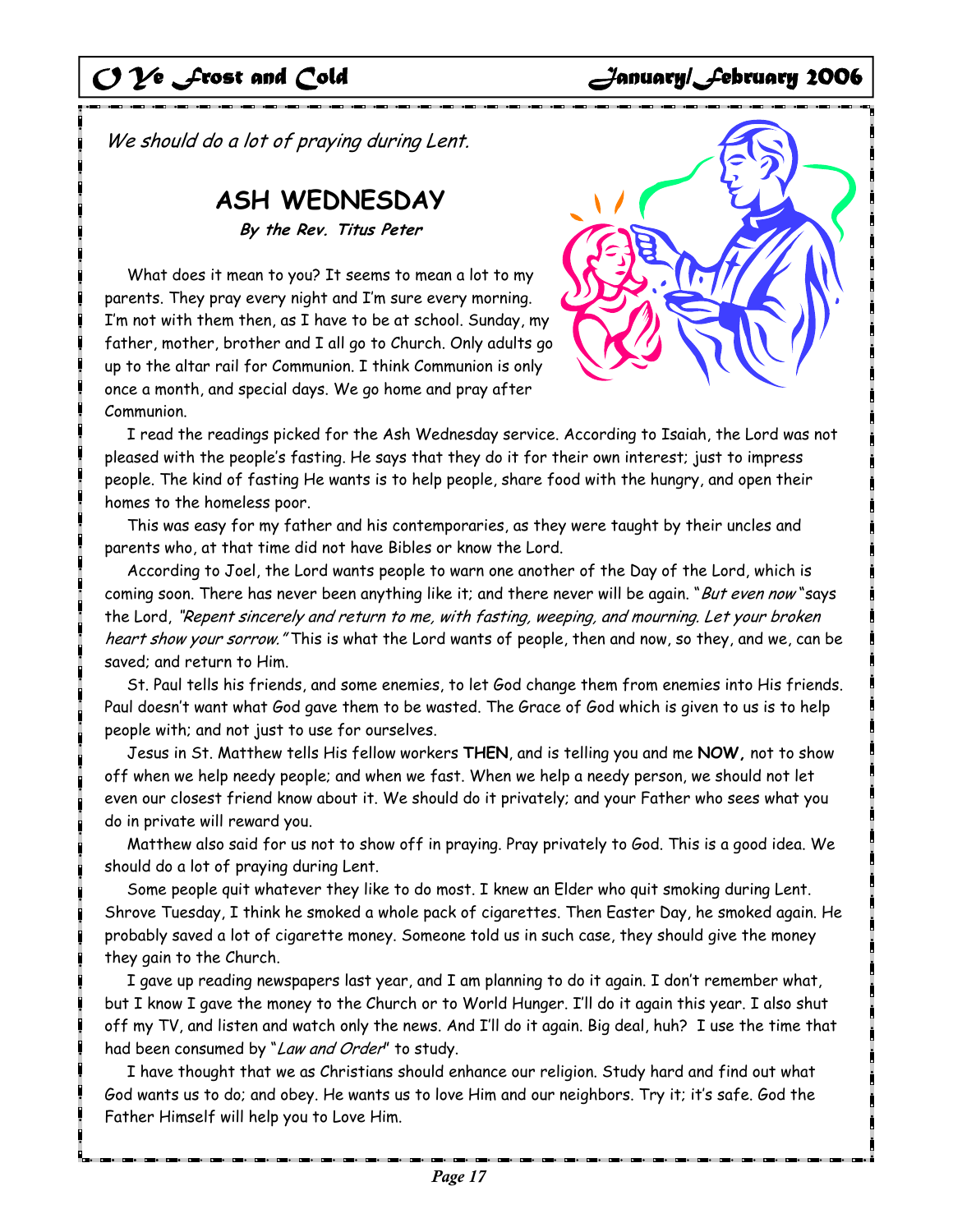*We should do a lot of praying during Lent.*

## ASH WEDNESDAY

***By the Rev. Titus Peter***

What does it mean to you? It seems to mean a lot to my parents. They pray every night and I'm sure every morning. I'm not with them then, as I have to be at school. Sunday, my father, mother, brother and I all go to Church. Only adults go up to the altar rail for Communion. I think Communion is only once a month, and special days. We go home and pray after Communion.

I read the readings picked for the Ash Wednesday service. According to Isaiah, the Lord was not pleased with the people's fasting. He says that they do it for their own interest; just to impress people. The kind of fasting He wants is to help people, share food with the hungry, and open their homes to the homeless poor.

This was easy for my father and his contemporaries, as they were taught by their uncles and parents who, at that time did not have Bibles or know the Lord.

According to Joel, the Lord wants people to warn one another of the Day of the Lord, which is coming soon. There has never been anything like it; and there never will be again. "*But even now* "says the Lord, *"Repent sincerely and return to me, with fasting, weeping, and mourning. Let your broken heart show your sorrow."* This is what the Lord wants of people, then and now, so they, and we, can be saved; and return to Him.

St. Paul tells his friends, and some enemies, to let God change them from enemies into His friends. Paul doesn't want what God gave them to be wasted. The Grace of God which is given to us is to help people with; and not just to use for ourselves.

Jesus in St. Matthew tells His fellow workers **THEN**, and is telling you and me **NOW,** not to show off when we help needy people; and when we fast. When we help a needy person, we should not let even our closest friend know about it. We should do it privately; and your Father who sees what you do in private will reward you.

Matthew also said for us not to show off in praying. Pray privately to God. This is a good idea. We should do a lot of praying during Lent.

Some people quit whatever they like to do most. I knew an Elder who quit smoking during Lent. Shrove Tuesday, I think he smoked a whole pack of cigarettes. Then Easter Day, he smoked again. He probably saved a lot of cigarette money. Someone told us in such case, they should give the money they gain to the Church.

I gave up reading newspapers last year, and I am planning to do it again. I don't remember what, but I know I gave the money to the Church or to World Hunger. I'll do it again this year. I also shut off my TV, and listen and watch only the news. And I'll do it again. Big deal, huh? I use the time that had been consumed by "*Law and Order*" to study.

I have thought that we as Christians should enhance our religion. Study hard and find out what God wants us to do; and obey. He wants us to love Him and our neighbors. Try it; it's safe. God the Father Himself will help you to Love Him.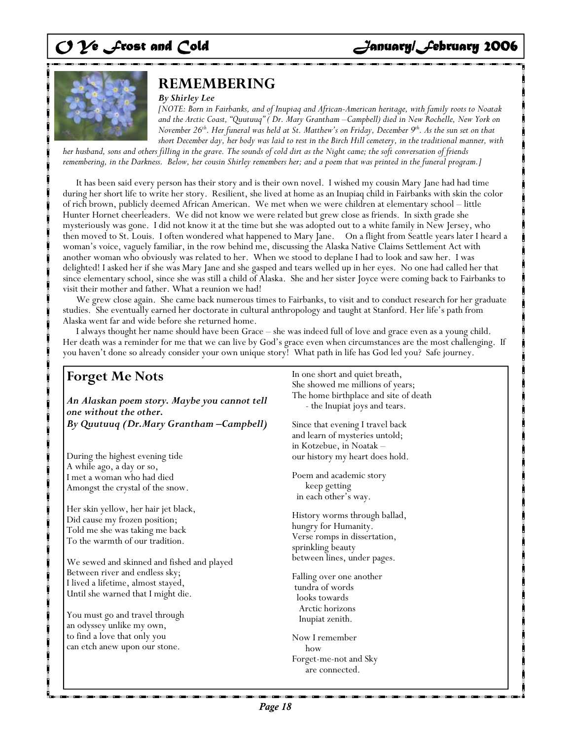# REMEMBERING

***By Shirley Lee***

*[NOTE: Born in Fairbanks, and of Inupiaq and African-American heritage, with family roots to Noatak and the Arctic Coast, "Qutuuq" ( Dr. Mary Grantham –Campbell) died in New Rochelle, New York on November 26th. Her funeral was held at St. Matthew's on Friday, December 9th. As the sun set on that short December day, her body was laid to rest in the Birch Hill cemetery, in the traditional manner, with her husband, sons and others filling in the grave. The sounds of cold dirt as the Night came; the soft conversation of friends remembering, in the Darkness. Below, her cousin Shirley remembers her; and a poem that was printed in the funeral program.]*

It has been said every person has their story and is their own novel. I wished my cousin Mary Jane had had time during her short life to write her story. Resilient, she lived at home as an Inupiaq child in Fairbanks with skin the color of rich brown, publicly deemed African American. We met when we were children at elementary school – little Hunter Hornet cheerleaders. We did not know we were related but grew close as friends. In sixth grade she mysteriously was gone. I did not know it at the time but she was adopted out to a white family in New Jersey, who then moved to St. Louis. I often wondered what happened to Mary Jane. On a flight from Seattle years later I heard a woman's voice, vaguely familiar, in the row behind me, discussing the Alaska Native Claims Settlement Act with another woman who obviously was related to her. When we stood to deplane I had to look and saw her. I was delighted! I asked her if she was Mary Jane and she gasped and tears welled up in her eyes. No one had called her that since elementary school, since she was still a child of Alaska. She and her sister Joyce were coming back to Fairbanks to visit their mother and father. What a reunion we had!

We grew close again. She came back numerous times to Fairbanks, to visit and to conduct research for her graduate studies. She eventually earned her doctorate in cultural anthropology and taught at Stanford. Her life's path from Alaska went far and wide before she returned home.

I always thought her name should have been Grace – she was indeed full of love and grace even as a young child. Her death was a reminder for me that we can live by God's grace even when circumstances are the most challenging. If you haven't done so already consider your own unique story! What path in life has God led you? Safe journey.

## Forget Me Nots

***An Alaskan poem story. Maybe you cannot tell one without the other.***
***By Qutuuq (Dr.Mary Grantham –Campbell)***

During the highest evening tide
A while ago, a day or so,
I met a woman who had died
Amongst the crystal of the snow.

Her skin yellow, her hair jet black,
Did cause my frozen position;
Told me she was taking me back
To the warmth of our tradition.

We sewed and skinned and fished and played
Between river and endless sky;
I lived a lifetime, almost stayed,
Until she warned that I might die.

You must go and travel through
an odyssey unlike my own,
to find a love that only you
can etch anew upon our stone.

In one short and quiet breath,
She showed me millions of years;
The home birthplace and site of death
- the Inupiat joys and tears.

Since that evening I travel back
and learn of mysteries untold;
in Kotzebue, in Noatak –
our history my heart does hold.

Poem and academic story
keep getting
in each other's way.

History worms through ballad,
hungry for Humanity.
Verse romps in dissertation,
sprinkling beauty
between lines, under pages.

Falling over one another
tundra of words
looks towards
Arctic horizons
Inupiat zenith.

Now I remember
how
Forget-me-not and Sky
are connected.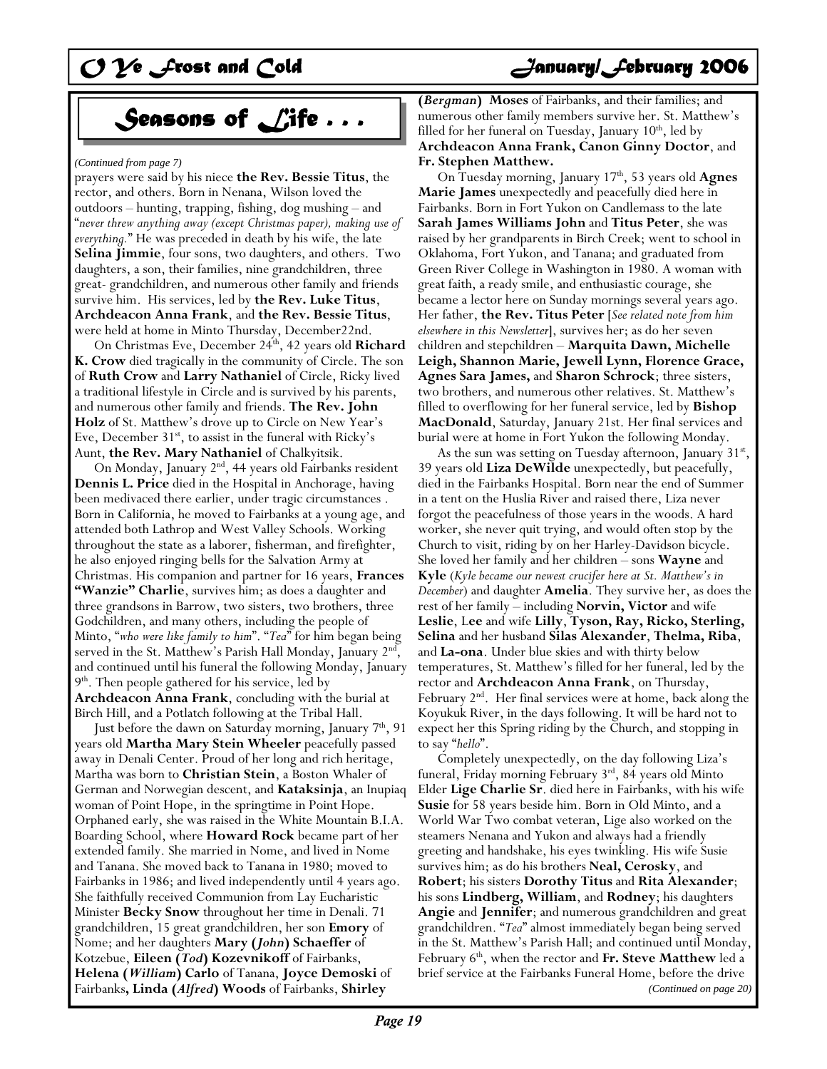# Seasons of Life . . .

*(Continued from page 7)*

prayers were said by his niece **the Rev. Bessie Titus**, the rector, and others. Born in Nenana, Wilson loved the outdoors – hunting, trapping, fishing, dog mushing – and "*never threw anything away (except Christmas paper), making use of everything.*" He was preceded in death by his wife, the late **Selina Jimmie**, four sons, two daughters, and others. Two daughters, a son, their families, nine grandchildren, three great- grandchildren, and numerous other family and friends survive him. His services, led by **the Rev. Luke Titus**, **Archdeacon Anna Frank**, and **the Rev. Bessie Titus**, were held at home in Minto Thursday, December22nd.

On Christmas Eve, December 24th, 42 years old **Richard K. Crow** died tragically in the community of Circle. The son of **Ruth Crow** and **Larry Nathaniel** of Circle, Ricky lived a traditional lifestyle in Circle and is survived by his parents, and numerous other family and friends. **The Rev. John Holz** of St. Matthew's drove up to Circle on New Year's Eve, December 31st, to assist in the funeral with Ricky's Aunt, **the Rev. Mary Nathaniel** of Chalkyitsik.

On Monday, January 2nd, 44 years old Fairbanks resident **Dennis L. Price** died in the Hospital in Anchorage, having been medivaced there earlier, under tragic circumstances . Born in California, he moved to Fairbanks at a young age, and attended both Lathrop and West Valley Schools. Working throughout the state as a laborer, fisherman, and firefighter, he also enjoyed ringing bells for the Salvation Army at Christmas. His companion and partner for 16 years, **Frances "Wanzie" Charlie**, survives him; as does a daughter and three grandsons in Barrow, two sisters, two brothers, three Godchildren, and many others, including the people of Minto, "*who were like family to him*". "*Tea*" for him began being served in the St. Matthew's Parish Hall Monday, January 2nd, and continued until his funeral the following Monday, January 9th. Then people gathered for his service, led by **Archdeacon Anna Frank**, concluding with the burial at Birch Hill, and a Potlatch following at the Tribal Hall.

Just before the dawn on Saturday morning, January 7th, 91 years old **Martha Mary Stein Wheeler** peacefully passed away in Denali Center. Proud of her long and rich heritage, Martha was born to **Christian Stein**, a Boston Whaler of German and Norwegian descent, and **Kataksinja**, an Inupiaq woman of Point Hope, in the springtime in Point Hope. Orphaned early, she was raised in the White Mountain B.I.A. Boarding School, where **Howard Rock** became part of her extended family. She married in Nome, and lived in Nome and Tanana. She moved back to Tanana in 1980; moved to Fairbanks in 1986; and lived independently until 4 years ago. She faithfully received Communion from Lay Eucharistic Minister **Becky Snow** throughout her time in Denali. 71 grandchildren, 15 great grandchildren, her son **Emory** of Nome; and her daughters **Mary (*John*) Schaeffer** of Kotzebue, **Eileen (*Tod*) Kozevnikoff** of Fairbanks, **Helena (*William*) Carlo** of Tanana, **Joyce Demoski** of Fairbanks**, Linda (*Alfred*) Woods** of Fairbanks, **Shirley (*Bergman*) Moses** of Fairbanks, and their families; and numerous other family members survive her. St. Matthew's filled for her funeral on Tuesday, January 10th, led by **Archdeacon Anna Frank, Canon Ginny Doctor**, and **Fr. Stephen Matthew.**

On Tuesday morning, January 17th, 53 years old **Agnes Marie James** unexpectedly and peacefully died here in Fairbanks. Born in Fort Yukon on Candlemass to the late **Sarah James Williams John** and **Titus Peter**, she was raised by her grandparents in Birch Creek; went to school in Oklahoma, Fort Yukon, and Tanana; and graduated from Green River College in Washington in 1980. A woman with great faith, a ready smile, and enthusiastic courage, she became a lector here on Sunday mornings several years ago. Her father, **the Rev. Titus Peter** [*See related note from him elsewhere in this Newsletter*], survives her; as do her seven children and stepchildren – **Marquita Dawn, Michelle Leigh, Shannon Marie, Jewell Lynn, Florence Grace, Agnes Sara James,** and **Sharon Schrock**; three sisters, two brothers, and numerous other relatives. St. Matthew's filled to overflowing for her funeral service, led by **Bishop MacDonald**, Saturday, January 21st. Her final services and burial were at home in Fort Yukon the following Monday.

As the sun was setting on Tuesday afternoon, January 31st, 39 years old **Liza DeWilde** unexpectedly, but peacefully, died in the Fairbanks Hospital. Born near the end of Summer in a tent on the Huslia River and raised there, Liza never forgot the peacefulness of those years in the woods. A hard worker, she never quit trying, and would often stop by the Church to visit, riding by on her Harley-Davidson bicycle. She loved her family and her children – sons **Wayne** and **Kyle** (*Kyle became our newest crucifer here at St. Matthew's in December*) and daughter **Amelia**. They survive her, as does the rest of her family – including **Norvin, Victor** and wife **Leslie**, **Lee** and wife **Lilly**, **Tyson, Ray, Ricko, Sterling, Selina** and her husband **Silas Alexander**, **Thelma, Riba**, and **La-ona**. Under blue skies and with thirty below temperatures, St. Matthew's filled for her funeral, led by the rector and **Archdeacon Anna Frank**, on Thursday, February 2nd. Her final services were at home, back along the Koyukuk River, in the days following. It will be hard not to expect her this Spring riding by the Church, and stopping in to say "*hello*".

Completely unexpectedly, on the day following Liza's funeral, Friday morning February 3rd, 84 years old Minto Elder **Lige Charlie Sr**. died here in Fairbanks, with his wife **Susie** for 58 years beside him. Born in Old Minto, and a World War Two combat veteran, Lige also worked on the steamers Nenana and Yukon and always had a friendly greeting and handshake, his eyes twinkling. His wife Susie survives him; as do his brothers **Neal, Cerosky**, and **Robert**; his sisters **Dorothy Titus** and **Rita Alexander**; his sons **Lindberg, William**, and **Rodney**; his daughters **Angie** and **Jennifer**; and numerous grandchildren and great grandchildren. "*Tea*" almost immediately began being served in the St. Matthew's Parish Hall; and continued until Monday, February 6th, when the rector and **Fr. Steve Matthew** led a brief service at the Fairbanks Funeral Home, before the drive

*(Continued on page 20)*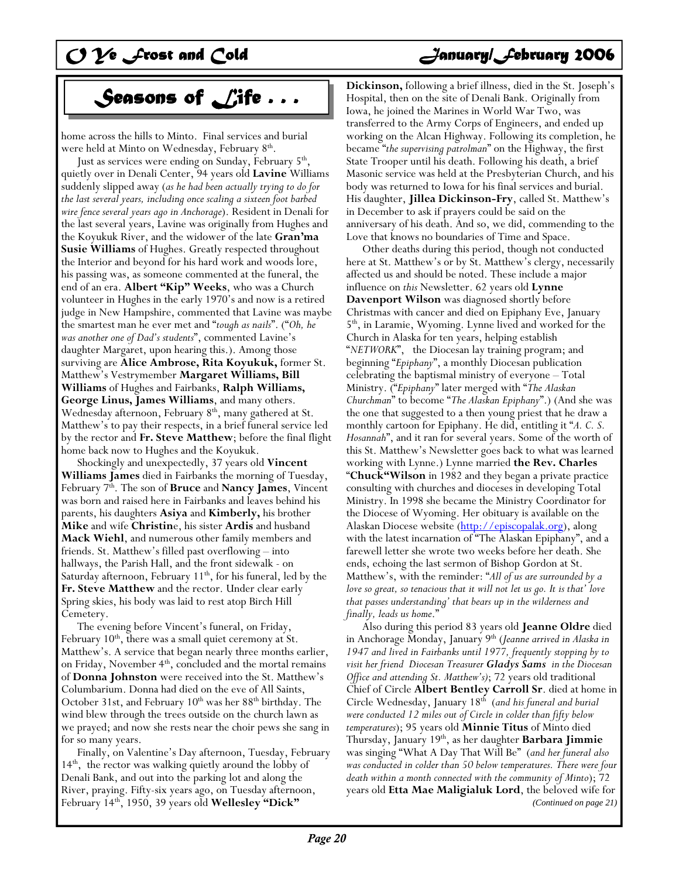# Seasons of Life . . .

home across the hills to Minto. Final services and burial were held at Minto on Wednesday, February 8th.

Just as services were ending on Sunday, February 5th, quietly over in Denali Center, 94 years old **Lavine** Williams suddenly slipped away (*as he had been actually trying to do for the last several years, including once scaling a sixteen foot barbed wire fence several years ago in Anchorage*). Resident in Denali for the last several years, Lavine was originally from Hughes and the Koyukuk River, and the widower of the late **Gran'ma Susie Williams** of Hughes. Greatly respected throughout the Interior and beyond for his hard work and woods lore, his passing was, as someone commented at the funeral, the end of an era. **Albert "Kip" Weeks**, who was a Church volunteer in Hughes in the early 1970's and now is a retired judge in New Hampshire, commented that Lavine was maybe the smartest man he ever met and "*tough as nails*". ("*Oh, he was another one of Dad's students*", commented Lavine's daughter Margaret, upon hearing this.). Among those surviving are **Alice Ambrose, Rita Koyukuk,** former St. Matthew's Vestrymember **Margaret Williams, Bill Williams** of Hughes and Fairbanks, **Ralph Williams, George Linus, James Williams**, and many others. Wednesday afternoon, February 8th, many gathered at St. Matthew's to pay their respects, in a brief funeral service led by the rector and **Fr. Steve Matthew**; before the final flight home back now to Hughes and the Koyukuk.

Shockingly and unexpectedly, 37 years old **Vincent Williams James** died in Fairbanks the morning of Tuesday, February 7th. The son of **Bruce** and **Nancy James**, Vincent was born and raised here in Fairbanks and leaves behind his parents, his daughters **Asiya** and **Kimberly,** his brother **Mike** and wife **Christin**e, his sister **Ardis** and husband **Mack Wiehl**, and numerous other family members and friends. St. Matthew's filled past overflowing – into hallways, the Parish Hall, and the front sidewalk - on Saturday afternoon, February 11th, for his funeral, led by the **Fr. Steve Matthew** and the rector. Under clear early Spring skies, his body was laid to rest atop Birch Hill Cemetery.

The evening before Vincent's funeral, on Friday, February 10th, there was a small quiet ceremony at St. Matthew's. A service that began nearly three months earlier, on Friday, November 4th, concluded and the mortal remains of **Donna Johnston** were received into the St. Matthew's Columbarium. Donna had died on the eve of All Saints, October 31st, and February 10th was her 88th birthday. The wind blew through the trees outside on the church lawn as we prayed; and now she rests near the choir pews she sang in for so many years.

Finally, on Valentine's Day afternoon, Tuesday, February 14th, the rector was walking quietly around the lobby of Denali Bank, and out into the parking lot and along the River, praying. Fifty-six years ago, on Tuesday afternoon, February 14th, 1950, 39 years old **Wellesley "Dick" Dickinson,** following a brief illness, died in the St. Joseph's Hospital, then on the site of Denali Bank. Originally from Iowa, he joined the Marines in World War Two, was transferred to the Army Corps of Engineers, and ended up working on the Alcan Highway. Following its completion, he became "*the supervising patrolman*" on the Highway, the first State Trooper until his death. Following his death, a brief Masonic service was held at the Presbyterian Church, and his body was returned to Iowa for his final services and burial. His daughter, **Jillea Dickinson-Fry**, called St. Matthew's in December to ask if prayers could be said on the anniversary of his death. And so, we did, commending to the Love that knows no boundaries of Time and Space.

Other deaths during this period, though not conducted here at St. Matthew's or by St. Matthew's clergy, necessarily affected us and should be noted. These include a major influence on *this* Newsletter. 62 years old **Lynne Davenport Wilson** was diagnosed shortly before Christmas with cancer and died on Epiphany Eve, January 5th, in Laramie, Wyoming. Lynne lived and worked for the Church in Alaska for ten years, helping establish "*NETWORK*", the Diocesan lay training program; and beginning "*Epiphany*", a monthly Diocesan publication celebrating the baptismal ministry of everyone – Total Ministry. ("*Epiphany*" later merged with "*The Alaskan Churchman*" to become "*The Alaskan Epiphany*".) (And she was the one that suggested to a then young priest that he draw a monthly cartoon for Epiphany. He did, entitling it "*A. C. S. Hosannah*", and it ran for several years. Some of the worth of this St. Matthew's Newsletter goes back to what was learned working with Lynne.) Lynne married **the Rev. Charles "Chuck"Wilson** in 1982 and they began a private practice consulting with churches and dioceses in developing Total Ministry. In 1998 she became the Ministry Coordinator for the Diocese of Wyoming. Her obituary is available on the Alaskan Diocese website (http://episcopalak.org), along with the latest incarnation of "The Alaskan Epiphany", and a farewell letter she wrote two weeks before her death. She ends, echoing the last sermon of Bishop Gordon at St. Matthew's, with the reminder: "*All of us are surrounded by a love so great, so tenacious that it will not let us go. It is that' love that passes understanding' that bears up in the wilderness and finally, leads us home*."

Also during this period 83 years old **Jeanne Oldre** died in Anchorage Monday, January 9th (*Jeanne arrived in Alaska in 1947 and lived in Fairbanks until 1977, frequently stopping by to visit her friend Diocesan Treasurer **Gladys Sams** in the Diocesan Office and attending St. Matthew's)*; 72 years old traditional Chief of Circle **Albert Bentley Carroll Sr**. died at home in Circle Wednesday, January 18th (*and his funeral and burial were conducted 12 miles out of Circle in colder than fifty below temperatures*); 95 years old **Minnie Titus** of Minto died Thursday, January 19th, as her daughter **Barbara Jimmie** was singing "What A Day That Will Be" (*and her funeral also was conducted in colder than 50 below temperatures. There were four death within a month connected with the community of Minto*); 72 years old **Etta Mae Maligialuk Lord**, the beloved wife for

*(Continued on page 21)*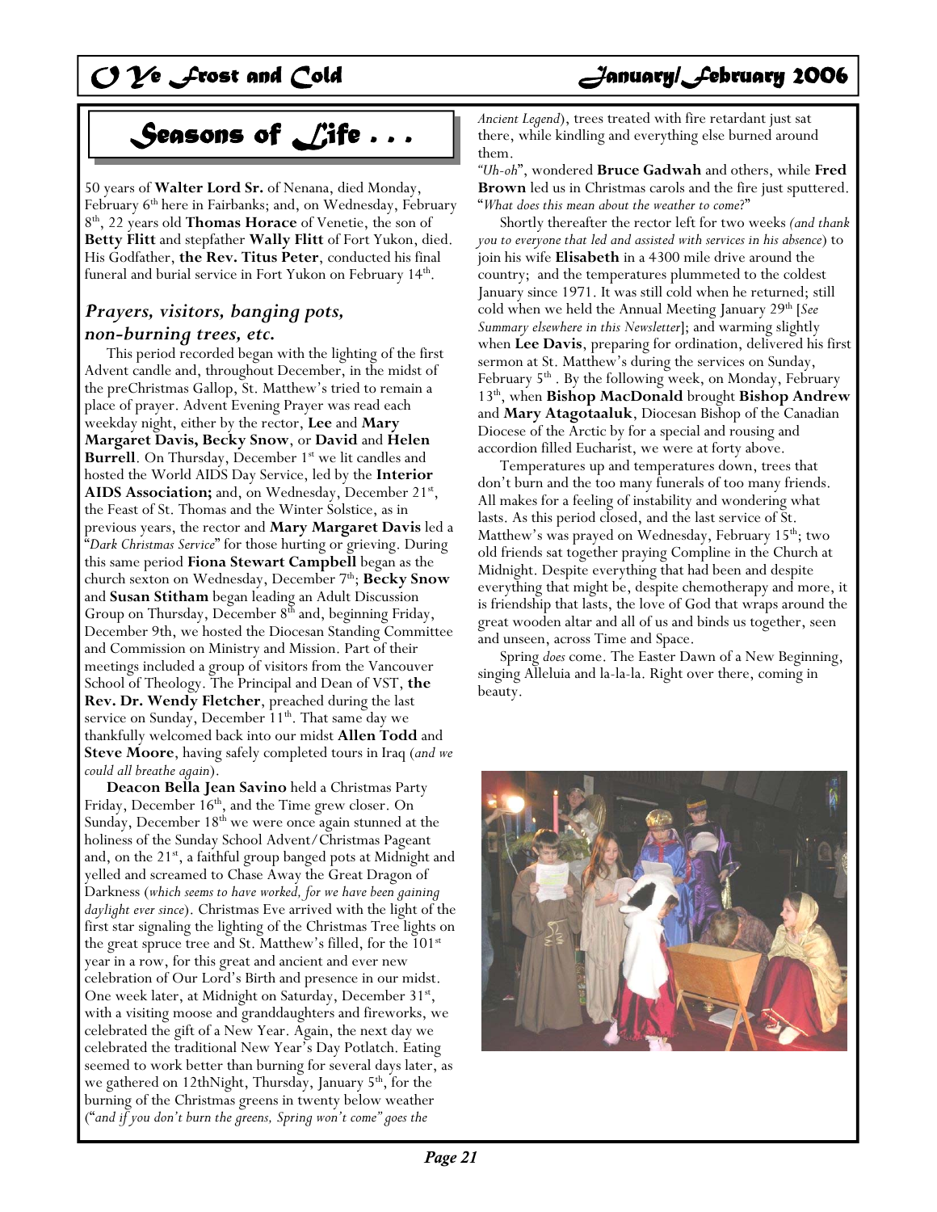# Seasons of Life . . .

50 years of **Walter Lord Sr.** of Nenana, died Monday, February 6th here in Fairbanks; and, on Wednesday, February 8th, 22 years old **Thomas Horace** of Venetie, the son of **Betty Flitt** and stepfather **Wally Flitt** of Fort Yukon, died. His Godfather, **the Rev. Titus Peter**, conducted his final funeral and burial service in Fort Yukon on February 14th.

## *Prayers, visitors, banging pots, non-burning trees, etc.*

This period recorded began with the lighting of the first Advent candle and, throughout December, in the midst of the preChristmas Gallop, St. Matthew's tried to remain a place of prayer. Advent Evening Prayer was read each weekday night, either by the rector, **Lee** and **Mary Margaret Davis, Becky Snow**, or **David** and **Helen Burrell**. On Thursday, December 1st we lit candles and hosted the World AIDS Day Service, led by the **Interior AIDS Association;** and, on Wednesday, December 21st, the Feast of St. Thomas and the Winter Solstice, as in previous years, the rector and **Mary Margaret Davis** led a "*Dark Christmas Service*" for those hurting or grieving. During this same period **Fiona Stewart Campbell** began as the church sexton on Wednesday, December 7th; **Becky Snow** and **Susan Stitham** began leading an Adult Discussion Group on Thursday, December 8th and, beginning Friday, December 9th, we hosted the Diocesan Standing Committee and Commission on Ministry and Mission. Part of their meetings included a group of visitors from the Vancouver School of Theology. The Principal and Dean of VST, **the Rev. Dr. Wendy Fletcher**, preached during the last service on Sunday, December 11th. That same day we thankfully welcomed back into our midst **Allen Todd** and **Steve Moore**, having safely completed tours in Iraq (*and we could all breathe again*).

**Deacon Bella Jean Savino** held a Christmas Party Friday, December 16th, and the Time grew closer. On Sunday, December 18th we were once again stunned at the holiness of the Sunday School Advent/Christmas Pageant and, on the 21st, a faithful group banged pots at Midnight and yelled and screamed to Chase Away the Great Dragon of Darkness (*which seems to have worked, for we have been gaining daylight ever since*). Christmas Eve arrived with the light of the first star signaling the lighting of the Christmas Tree lights on the great spruce tree and St. Matthew's filled, for the 101st year in a row, for this great and ancient and ever new celebration of Our Lord's Birth and presence in our midst. One week later, at Midnight on Saturday, December 31st, with a visiting moose and granddaughters and fireworks, we celebrated the gift of a New Year. Again, the next day we celebrated the traditional New Year's Day Potlatch. Eating seemed to work better than burning for several days later, as we gathered on 12thNight, Thursday, January 5th, for the burning of the Christmas greens in twenty below weather ("*and if you don't burn the greens, Spring won't come" goes the Ancient Legend*), trees treated with fire retardant just sat there, while kindling and everything else burned around them.

"*Uh-oh*", wondered **Bruce Gadwah** and others, while **Fred Brown** led us in Christmas carols and the fire just sputtered. "*What does this mean about the weather to come?*"

Shortly thereafter the rector left for two weeks *(and thank you to everyone that led and assisted with services in his absence*) to join his wife **Elisabeth** in a 4300 mile drive around the country; and the temperatures plummeted to the coldest January since 1971. It was still cold when he returned; still cold when we held the Annual Meeting January 29th [*See Summary elsewhere in this Newsletter*]; and warming slightly when **Lee Davis**, preparing for ordination, delivered his first sermon at St. Matthew's during the services on Sunday, February 5th . By the following week, on Monday, February 13th, when **Bishop MacDonald** brought **Bishop Andrew** and **Mary Atagotaaluk**, Diocesan Bishop of the Canadian Diocese of the Arctic by for a special and rousing and accordion filled Eucharist, we were at forty above.

Temperatures up and temperatures down, trees that don't burn and the too many funerals of too many friends. All makes for a feeling of instability and wondering what lasts. As this period closed, and the last service of St. Matthew's was prayed on Wednesday, February 15th; two old friends sat together praying Compline in the Church at Midnight. Despite everything that had been and despite everything that might be, despite chemotherapy and more, it is friendship that lasts, the love of God that wraps around the great wooden altar and all of us and binds us together, seen and unseen, across Time and Space.

Spring *does* come. The Easter Dawn of a New Beginning, singing Alleluia and la-la-la. Right over there, coming in beauty.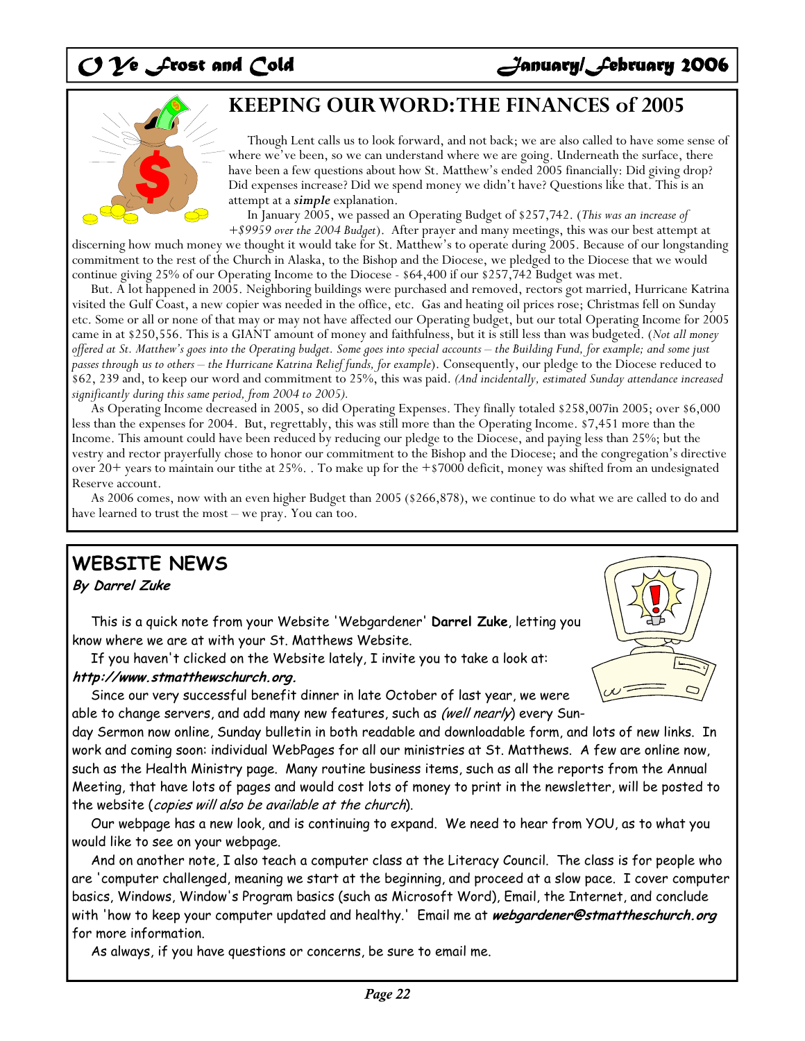## KEEPING OUR WORD: THE FINANCES of 2005

Though Lent calls us to look forward, and not back; we are also called to have some sense of where we've been, so we can understand where we are going. Underneath the surface, there have been a few questions about how St. Matthew's ended 2005 financially: Did giving drop? Did expenses increase? Did we spend money we didn't have? Questions like that. This is an attempt at a ***simple*** explanation.

In January 2005, we passed an Operating Budget of $257,742. (*This was an increase of +$9959 over the 2004 Budget*). After prayer and many meetings, this was our best attempt at discerning how much money we thought it would take for St. Matthew's to operate during 2005. Because of our longstanding commitment to the rest of the Church in Alaska, to the Bishop and the Diocese, we pledged to the Diocese that we would continue giving 25% of our Operating Income to the Diocese - $64,400 if our $257,742 Budget was met.

But. A lot happened in 2005. Neighboring buildings were purchased and removed, rectors got married, Hurricane Katrina visited the Gulf Coast, a new copier was needed in the office, etc. Gas and heating oil prices rose; Christmas fell on Sunday etc. Some or all or none of that may or may not have affected our Operating budget, but our total Operating Income for 2005 came in at $250,556. This is a GIANT amount of money and faithfulness, but it is still less than was budgeted. (*Not all money offered at St. Matthew's goes into the Operating budget. Some goes into special accounts – the Building Fund, for example; and some just passes through us to others – the Hurricane Katrina Relief funds, for example*). Consequently, our pledge to the Diocese reduced to $62, 239 and, to keep our word and commitment to 25%, this was paid. *(And incidentally, estimated Sunday attendance increased significantly during this same period, from 2004 to 2005).*

As Operating Income decreased in 2005, so did Operating Expenses. They finally totaled $258,007in 2005; over $6,000 less than the expenses for 2004. But, regrettably, this was still more than the Operating Income. $7,451 more than the Income. This amount could have been reduced by reducing our pledge to the Diocese, and paying less than 25%; but the vestry and rector prayerfully chose to honor our commitment to the Bishop and the Diocese; and the congregation's directive over 20+ years to maintain our tithe at 25%. . To make up for the +$7000 deficit, money was shifted from an undesignated Reserve account.

As 2006 comes, now with an even higher Budget than 2005 ($266,878), we continue to do what we are called to do and have learned to trust the most – we pray. You can too.

## WEBSITE NEWS

***By Darrel Zuke***

This is a quick note from your Website 'Webgardener' **Darrel Zuke**, letting you know where we are at with your St. Matthews Website.

If you haven't clicked on the Website lately, I invite you to take a look at: ***http://www.stmatthewschurch.org.***

Since our very successful benefit dinner in late October of last year, we were able to change servers, and add many new features, such as *(well nearly)* every Sunday Sermon now online, Sunday bulletin in both readable and downloadable form, and lots of new links. In work and coming soon: individual WebPages for all our ministries at St. Matthews. A few are online now, such as the Health Ministry page. Many routine business items, such as all the reports from the Annual Meeting, that have lots of pages and would cost lots of money to print in the newsletter, will be posted to the website (*copies will also be available at the church*).

Our webpage has a new look, and is continuing to expand. We need to hear from YOU, as to what you would like to see on your webpage.

And on another note, I also teach a computer class at the Literacy Council. The class is for people who are 'computer challenged, meaning we start at the beginning, and proceed at a slow pace. I cover computer basics, Windows, Window's Program basics (such as Microsoft Word), Email, the Internet, and conclude with 'how to keep your computer updated and healthy.' Email me at ***webgardener@stmattheschurch.org*** for more information.

As always, if you have questions or concerns, be sure to email me.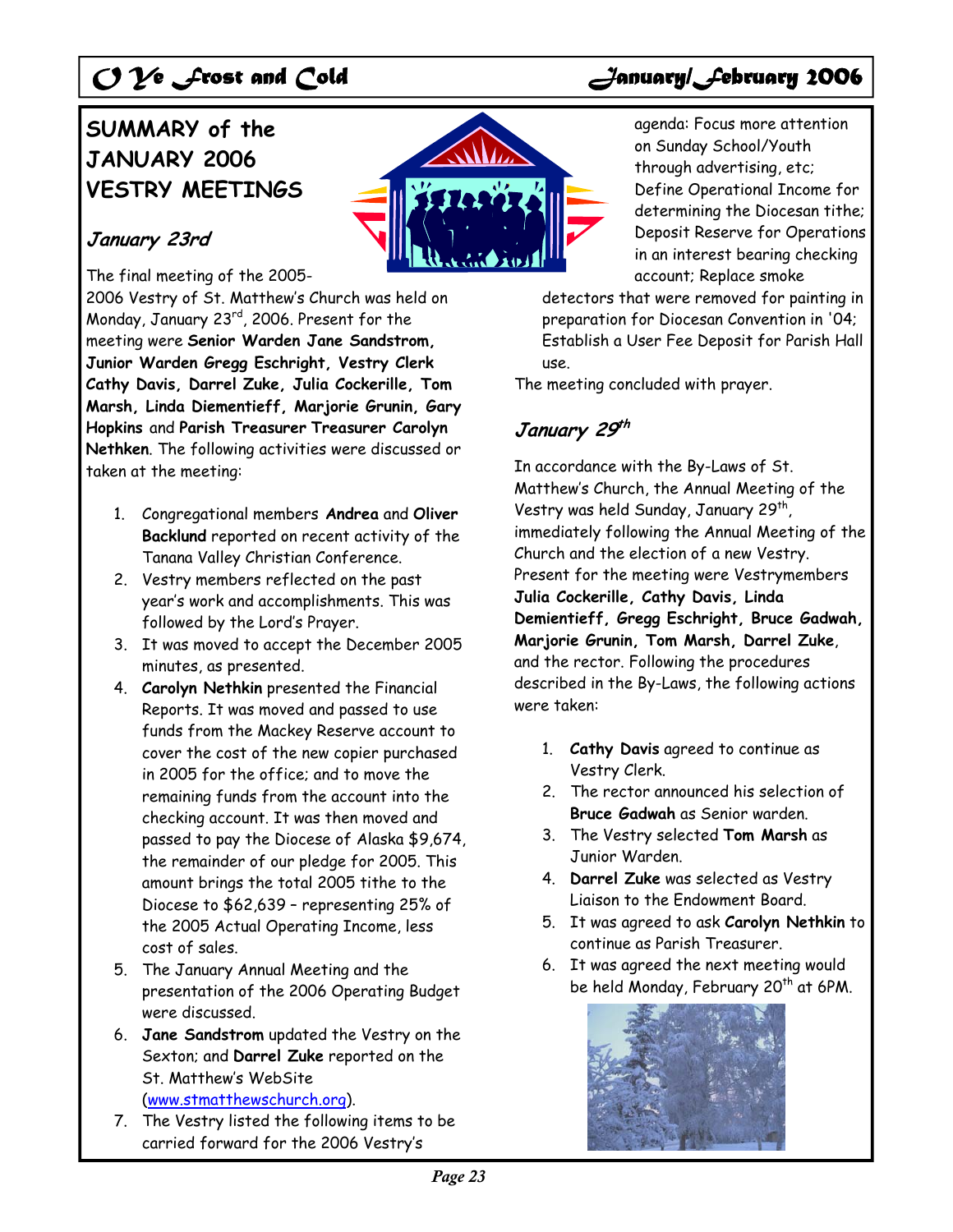## SUMMARY of the JANUARY 2006 VESTRY MEETINGS

### *January 23rd*

The final meeting of the 2005-2006 Vestry of St. Matthew's Church was held on Monday, January 23rd, 2006. Present for the meeting were **Senior Warden Jane Sandstrom, Junior Warden Gregg Eschright, Vestry Clerk Cathy Davis, Darrel Zuke, Julia Cockerille, Tom Marsh, Linda Diementieff, Marjorie Grunin, Gary Hopkins** and **Parish Treasurer Treasurer Carolyn Nethken**. The following activities were discussed or taken at the meeting:

1. Congregational members **Andrea** and **Oliver Backlund** reported on recent activity of the Tanana Valley Christian Conference.
2. Vestry members reflected on the past year's work and accomplishments. This was followed by the Lord's Prayer.
3. It was moved to accept the December 2005 minutes, as presented.
4. **Carolyn Nethkin** presented the Financial Reports. It was moved and passed to use funds from the Mackey Reserve account to cover the cost of the new copier purchased in 2005 for the office; and to move the remaining funds from the account into the checking account. It was then moved and passed to pay the Diocese of Alaska $9,674, the remainder of our pledge for 2005. This amount brings the total 2005 tithe to the Diocese to $62,639 – representing 25% of the 2005 Actual Operating Income, less cost of sales.
5. The January Annual Meeting and the presentation of the 2006 Operating Budget were discussed.
6. **Jane Sandstrom** updated the Vestry on the Sexton; and **Darrel Zuke** reported on the St. Matthew's WebSite (www.stmatthewschurch.org).
7. The Vestry listed the following items to be carried forward for the 2006 Vestry's agenda: Focus more attention on Sunday School/Youth through advertising, etc; Define Operational Income for determining the Diocesan tithe; Deposit Reserve for Operations in an interest bearing checking account; Replace smoke detectors that were removed for painting in preparation for Diocesan Convention in '04; Establish a User Fee Deposit for Parish Hall use.

The meeting concluded with prayer.

### *January 29th*

In accordance with the By-Laws of St. Matthew's Church, the Annual Meeting of the Vestry was held Sunday, January 29th, immediately following the Annual Meeting of the Church and the election of a new Vestry. Present for the meeting were Vestrymembers **Julia Cockerille, Cathy Davis, Linda Demientieff, Gregg Eschright, Bruce Gadwah, Marjorie Grunin, Tom Marsh, Darrel Zuke**, and the rector. Following the procedures described in the By-Laws, the following actions were taken:

1. **Cathy Davis** agreed to continue as Vestry Clerk.
2. The rector announced his selection of **Bruce Gadwah** as Senior warden.
3. The Vestry selected **Tom Marsh** as Junior Warden.
4. **Darrel Zuke** was selected as Vestry Liaison to the Endowment Board.
5. It was agreed to ask **Carolyn Nethkin** to continue as Parish Treasurer.
6. It was agreed the next meeting would be held Monday, February 20th at 6PM.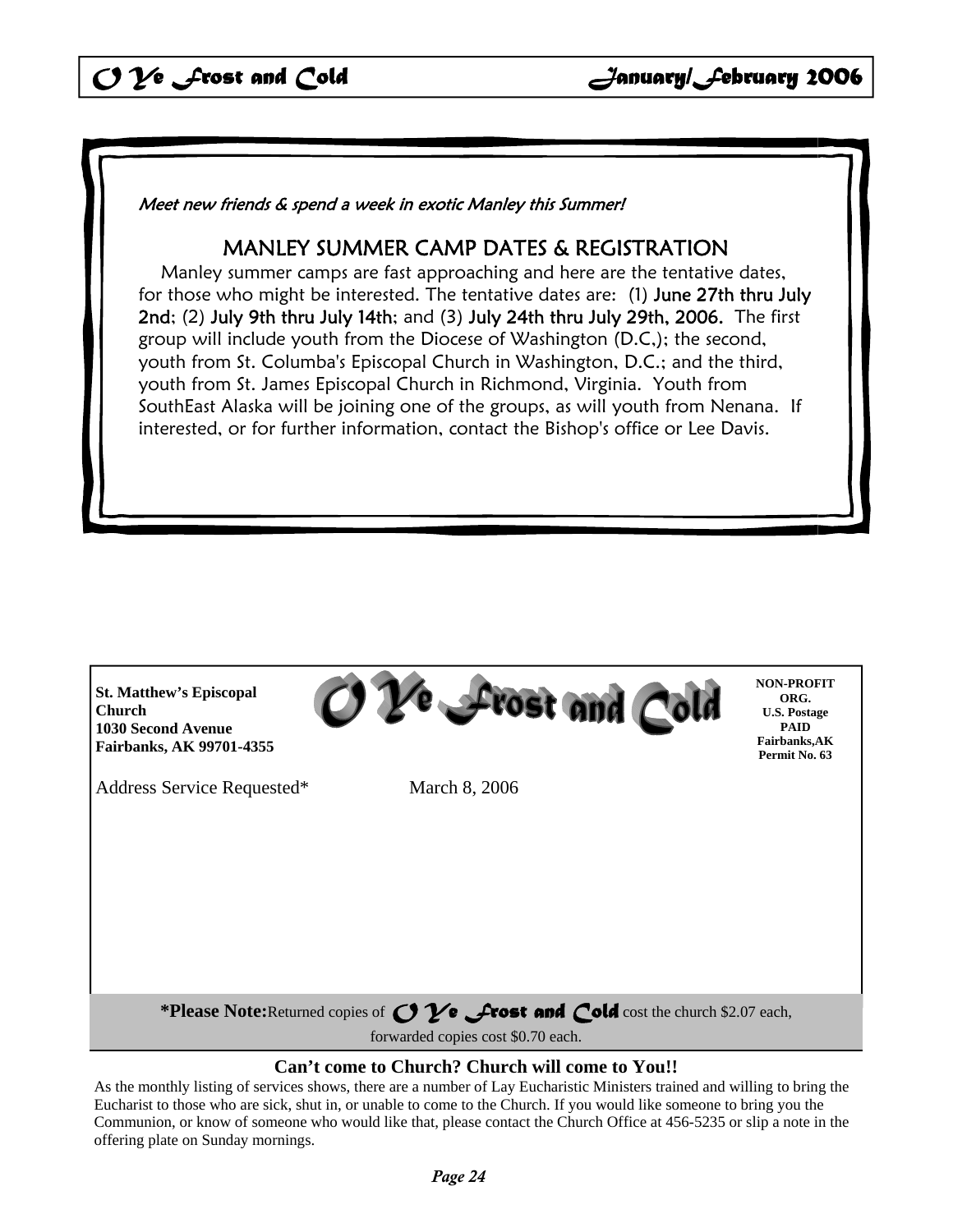*Meet new friends & spend a week in exotic Manley this Summer!*

## MANLEY SUMMER CAMP DATES & REGISTRATION

Manley summer camps are fast approaching and here are the tentative dates, for those who might be interested. The tentative dates are: (1) June 27th thru July 2nd; (2) July 9th thru July 14th; and (3) July 24th thru July 29th, 2006. The first group will include youth from the Diocese of Washington (D.C,); the second, youth from St. Columba's Episcopal Church in Washington, D.C.; and the third, youth from St. James Episcopal Church in Richmond, Virginia. Youth from SouthEast Alaska will be joining one of the groups, as will youth from Nenana. If interested, or for further information, contact the Bishop's office or Lee Davis.

**St. Matthew's Episcopal Church**
**1030 Second Avenue**
**Fairbanks, AK 99701-4355**

O Ye Frost and Cold

**NON-PROFIT ORG.**
**U.S. Postage**
**PAID**
**Fairbanks,AK**
**Permit No. 63**

Address Service Requested*

March 8, 2006

***Please Note:** Returned copies of *O Ye Frost and Cold* cost the church $2.07 each, forwarded copies cost $0.70 each.

### Can't come to Church? Church will come to You!!

As the monthly listing of services shows, there are a number of Lay Eucharistic Ministers trained and willing to bring the Eucharist to those who are sick, shut in, or unable to come to the Church. If you would like someone to bring you the Communion, or know of someone who would like that, please contact the Church Office at 456-5235 or slip a note in the offering plate on Sunday mornings.